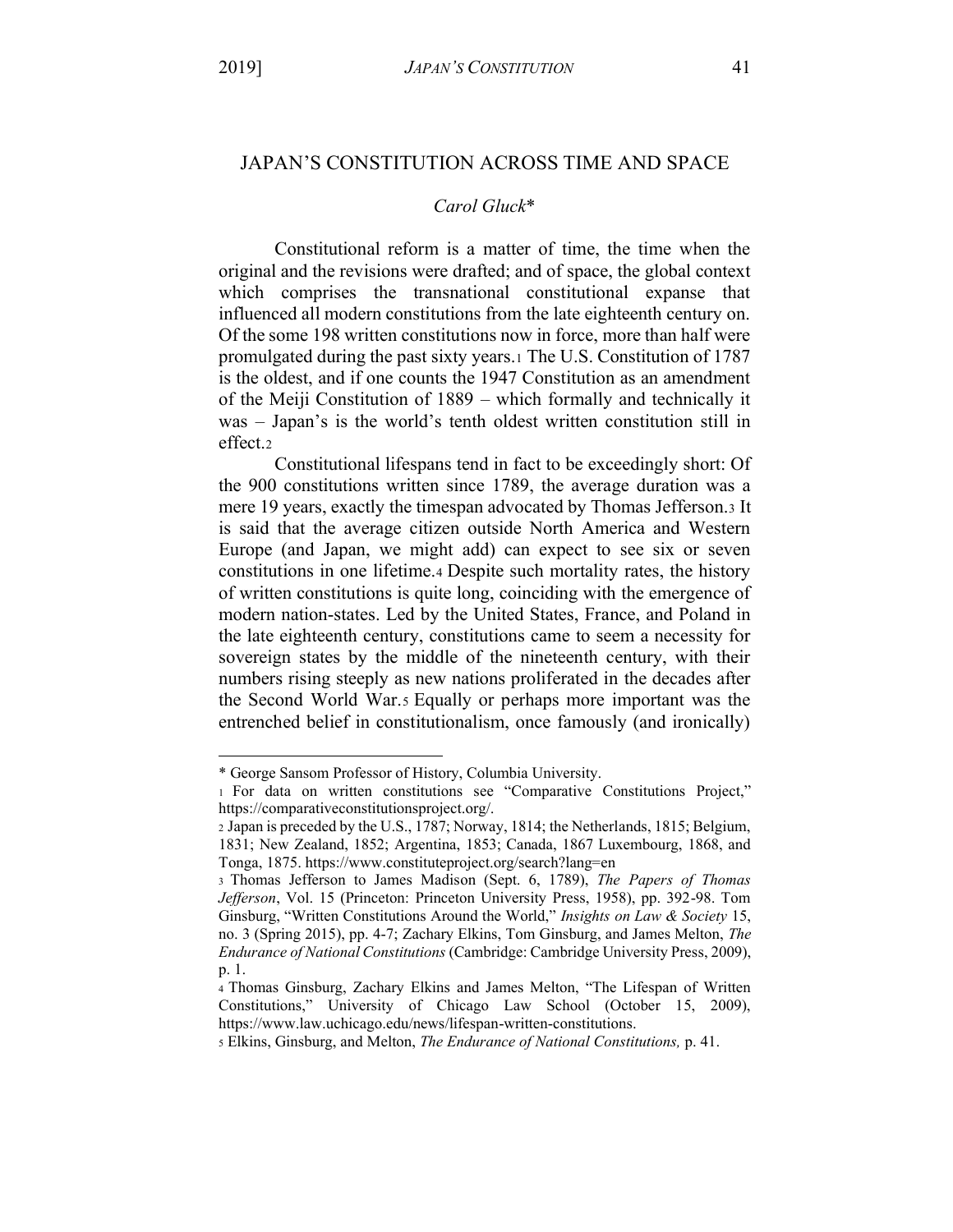# JAPAN'S CONSTITUTION ACROSS TIME AND SPACE

*Carol Gluck*\*

Constitutional reform is a matter of time, the time when the original and the revisions were drafted; and of space, the global context which comprises the transnational constitutional expanse that influenced all modern constitutions from the late eighteenth century on. Of the some 198 written constitutions now in force, more than half were promulgated during the past sixty years.[1] The U.S. Constitution of 1787 is the oldest, and if one counts the 1947 Constitution as an amendment of the Meiji Constitution of 1889 – which formally and technically it was – Japan's is the world's tenth oldest written constitution still in effect.[2]

Constitutional lifespans tend in fact to be exceedingly short: Of the 900 constitutions written since 1789, the average duration was a mere 19 years, exactly the timespan advocated by Thomas Jefferson.[3] It is said that the average citizen outside North America and Western Europe (and Japan, we might add) can expect to see six or seven constitutions in one lifetime.[4] Despite such mortality rates, the history of written constitutions is quite long, coinciding with the emergence of modern nation-states. Led by the United States, France, and Poland in the late eighteenth century, constitutions came to seem a necessity for sovereign states by the middle of the nineteenth century, with their numbers rising steeply as new nations proliferated in the decades after the Second World War.[5] Equally or perhaps more important was the entrenched belief in constitutionalism, once famously (and ironically)

---

\* George Sansom Professor of History, Columbia University.

[1] For data on written constitutions see "Comparative Constitutions Project," https://comparativeconstitutionsproject.org/.

[2] Japan is preceded by the U.S., 1787; Norway, 1814; the Netherlands, 1815; Belgium, 1831; New Zealand, 1852; Argentina, 1853; Canada, 1867 Luxembourg, 1868, and Tonga, 1875. https://www.constituteproject.org/search?lang=en

[3] Thomas Jefferson to James Madison (Sept. 6, 1789), *The Papers of Thomas Jefferson*, Vol. 15 (Princeton: Princeton University Press, 1958), pp. 392-98. Tom Ginsburg, "Written Constitutions Around the World," *Insights on Law & Society* 15, no. 3 (Spring 2015), pp. 4-7; Zachary Elkins, Tom Ginsburg, and James Melton, *The Endurance of National Constitutions* (Cambridge: Cambridge University Press, 2009), p. 1.

[4] Thomas Ginsburg, Zachary Elkins and James Melton, "The Lifespan of Written Constitutions," University of Chicago Law School (October 15, 2009), https://www.law.uchicago.edu/news/lifespan-written-constitutions.

[5] Elkins, Ginsburg, and Melton, *The Endurance of National Constitutions,* p. 41.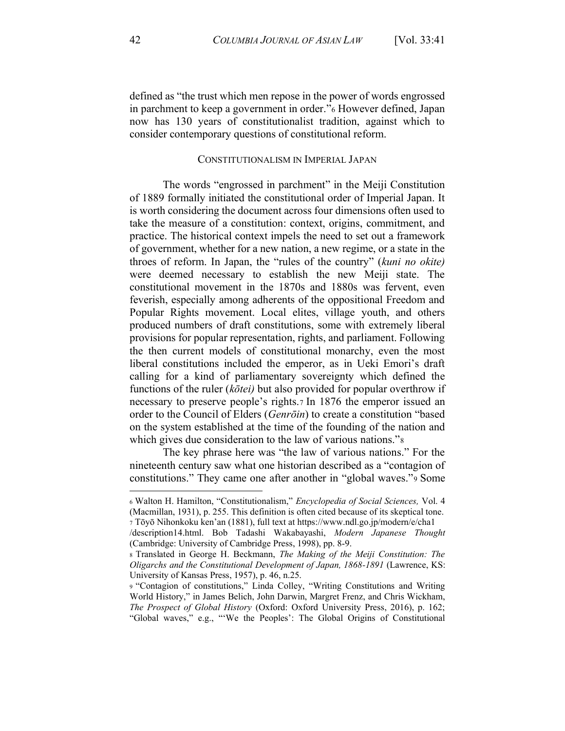defined as "the trust which men repose in the power of words engrossed in parchment to keep a government in order."[6] However defined, Japan now has 130 years of constitutionalist tradition, against which to consider contemporary questions of constitutional reform.

## CONSTITUTIONALISM IN IMPERIAL JAPAN

The words "engrossed in parchment" in the Meiji Constitution of 1889 formally initiated the constitutional order of Imperial Japan. It is worth considering the document across four dimensions often used to take the measure of a constitution: context, origins, commitment, and practice. The historical context impels the need to set out a framework of government, whether for a new nation, a new regime, or a state in the throes of reform. In Japan, the "rules of the country" (*kuni no okite)* were deemed necessary to establish the new Meiji state. The constitutional movement in the 1870s and 1880s was fervent, even feverish, especially among adherents of the oppositional Freedom and Popular Rights movement. Local elites, village youth, and others produced numbers of draft constitutions, some with extremely liberal provisions for popular representation, rights, and parliament. Following the then current models of constitutional monarchy, even the most liberal constitutions included the emperor, as in Ueki Emori's draft calling for a kind of parliamentary sovereignty which defined the functions of the ruler (*kōtei)* but also provided for popular overthrow if necessary to preserve people's rights.[7] In 1876 the emperor issued an order to the Council of Elders (*Genrōin*) to create a constitution "based on the system established at the time of the founding of the nation and which gives due consideration to the law of various nations."[8]

The key phrase here was "the law of various nations." For the nineteenth century saw what one historian described as a "contagion of constitutions." They came one after another in "global waves."[9] Some

---

[6] Walton H. Hamilton, "Constitutionalism," *Encyclopedia of Social Sciences,* Vol. 4 (Macmillan, 1931), p. 255. This definition is often cited because of its skeptical tone.

[7] Tōyō Nihonkoku ken'an (1881), full text at https://www.ndl.go.jp/modern/e/cha1/description14.html. Bob Tadashi Wakabayashi, *Modern Japanese Thought* (Cambridge: University of Cambridge Press, 1998), pp. 8-9.

[8] Translated in George H. Beckmann, *The Making of the Meiji Constitution: The Oligarchs and the Constitutional Development of Japan, 1868-1891* (Lawrence, KS: University of Kansas Press, 1957), p. 46, n.25.

[9] "Contagion of constitutions," Linda Colley, "Writing Constitutions and Writing World History," in James Belich, John Darwin, Margret Frenz, and Chris Wickham, *The Prospect of Global History* (Oxford: Oxford University Press, 2016), p. 162; "Global waves," e.g., "'We the Peoples': The Global Origins of Constitutional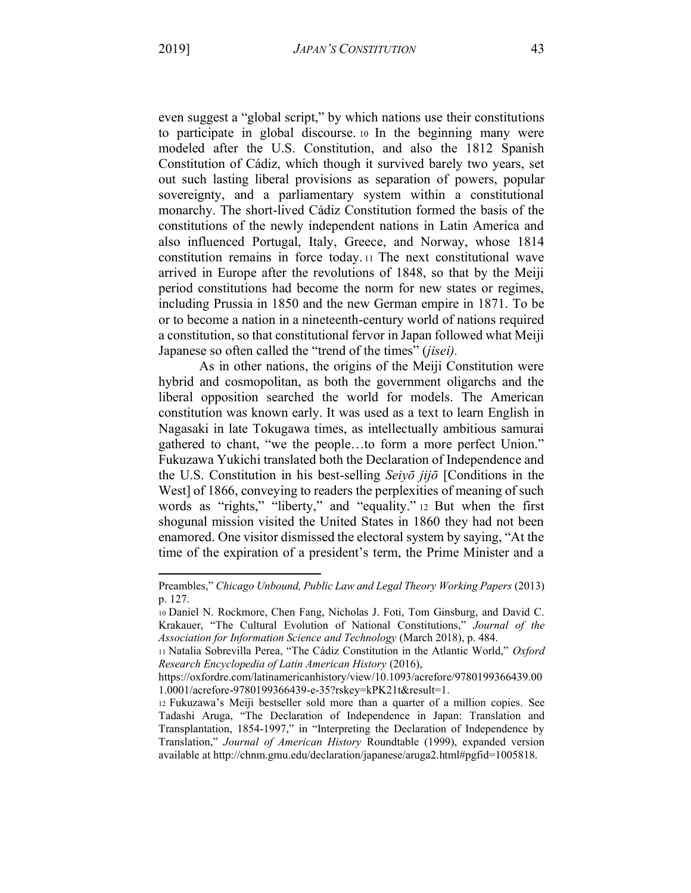even suggest a "global script," by which nations use their constitutions to participate in global discourse.[10] In the beginning many were modeled after the U.S. Constitution, and also the 1812 Spanish Constitution of Cádiz, which though it survived barely two years, set out such lasting liberal provisions as separation of powers, popular sovereignty, and a parliamentary system within a constitutional monarchy. The short-lived Cádiz Constitution formed the basis of the constitutions of the newly independent nations in Latin America and also influenced Portugal, Italy, Greece, and Norway, whose 1814 constitution remains in force today.[11] The next constitutional wave arrived in Europe after the revolutions of 1848, so that by the Meiji period constitutions had become the norm for new states or regimes, including Prussia in 1850 and the new German empire in 1871. To be or to become a nation in a nineteenth-century world of nations required a constitution, so that constitutional fervor in Japan followed what Meiji Japanese so often called the "trend of the times" (*jisei).*

As in other nations, the origins of the Meiji Constitution were hybrid and cosmopolitan, as both the government oligarchs and the liberal opposition searched the world for models. The American constitution was known early. It was used as a text to learn English in Nagasaki in late Tokugawa times, as intellectually ambitious samurai gathered to chant, "we the people…to form a more perfect Union." Fukuzawa Yukichi translated both the Declaration of Independence and the U.S. Constitution in his best-selling *Seiyō jijō* [Conditions in the West] of 1866, conveying to readers the perplexities of meaning of such words as "rights," "liberty," and "equality."[12] But when the first shogunal mission visited the United States in 1860 they had not been enamored. One visitor dismissed the electoral system by saying, "At the time of the expiration of a president's term, the Prime Minister and a

---

Preambles," *Chicago Unbound, Public Law and Legal Theory Working Papers* (2013) p. 127.

[10] Daniel N. Rockmore, Chen Fang, Nicholas J. Foti, Tom Ginsburg, and David C. Krakauer, "The Cultural Evolution of National Constitutions," *Journal of the Association for Information Science and Technology* (March 2018), p. 484.

[11] Natalia Sobrevilla Perea, "The Cádiz Constitution in the Atlantic World," *Oxford Research Encyclopedia of Latin American History* (2016), https://oxfordre.com/latinamericanhistory/view/10.1093/acrefore/9780199366439.001.0001/acrefore-9780199366439-e-35?rskey=kPK21t&result=1.

[12] Fukuzawa's Meiji bestseller sold more than a quarter of a million copies. See Tadashi Aruga, "The Declaration of Independence in Japan: Translation and Transplantation, 1854-1997," in "Interpreting the Declaration of Independence by Translation," *Journal of American History* Roundtable (1999), expanded version available at http://chnm.gmu.edu/declaration/japanese/aruga2.html#pgfid=1005818.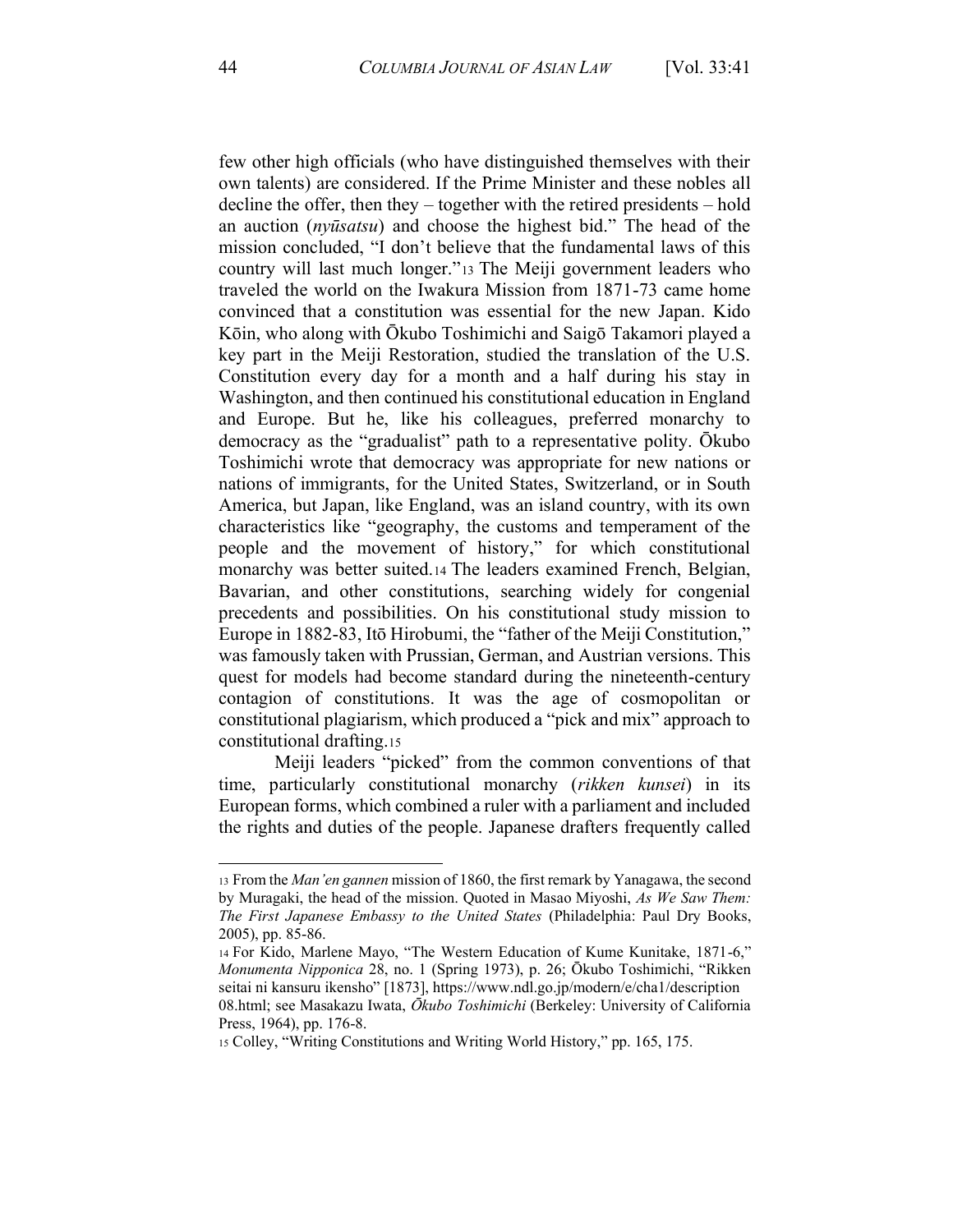few other high officials (who have distinguished themselves with their own talents) are considered. If the Prime Minister and these nobles all decline the offer, then they – together with the retired presidents – hold an auction (*nyūsatsu*) and choose the highest bid." The head of the mission concluded, "I don't believe that the fundamental laws of this country will last much longer."[13] The Meiji government leaders who traveled the world on the Iwakura Mission from 1871-73 came home convinced that a constitution was essential for the new Japan. Kido Kōin, who along with Ōkubo Toshimichi and Saigō Takamori played a key part in the Meiji Restoration, studied the translation of the U.S. Constitution every day for a month and a half during his stay in Washington, and then continued his constitutional education in England and Europe. But he, like his colleagues, preferred monarchy to democracy as the "gradualist" path to a representative polity. Ōkubo Toshimichi wrote that democracy was appropriate for new nations or nations of immigrants, for the United States, Switzerland, or in South America, but Japan, like England, was an island country, with its own characteristics like "geography, the customs and temperament of the people and the movement of history," for which constitutional monarchy was better suited.[14] The leaders examined French, Belgian, Bavarian, and other constitutions, searching widely for congenial precedents and possibilities. On his constitutional study mission to Europe in 1882-83, Itō Hirobumi, the "father of the Meiji Constitution," was famously taken with Prussian, German, and Austrian versions. This quest for models had become standard during the nineteenth-century contagion of constitutions. It was the age of cosmopolitan or constitutional plagiarism, which produced a "pick and mix" approach to constitutional drafting.[15]

Meiji leaders "picked" from the common conventions of that time, particularly constitutional monarchy (*rikken kunsei*) in its European forms, which combined a ruler with a parliament and included the rights and duties of the people. Japanese drafters frequently called

---

[13] From the *Man'en gannen* mission of 1860, the first remark by Yanagawa, the second by Muragaki, the head of the mission. Quoted in Masao Miyoshi, *As We Saw Them: The First Japanese Embassy to the United States* (Philadelphia: Paul Dry Books, 2005), pp. 85-86.

[14] For Kido, Marlene Mayo, "The Western Education of Kume Kunitake, 1871-6," *Monumenta Nipponica* 28, no. 1 (Spring 1973), p. 26; Ōkubo Toshimichi, "Rikken seitai ni kansuru ikensho" [1873], https://www.ndl.go.jp/modern/e/cha1/description08.html; see Masakazu Iwata, *Ōkubo Toshimichi* (Berkeley: University of California Press, 1964), pp. 176-8.

[15] Colley, "Writing Constitutions and Writing World History," pp. 165, 175.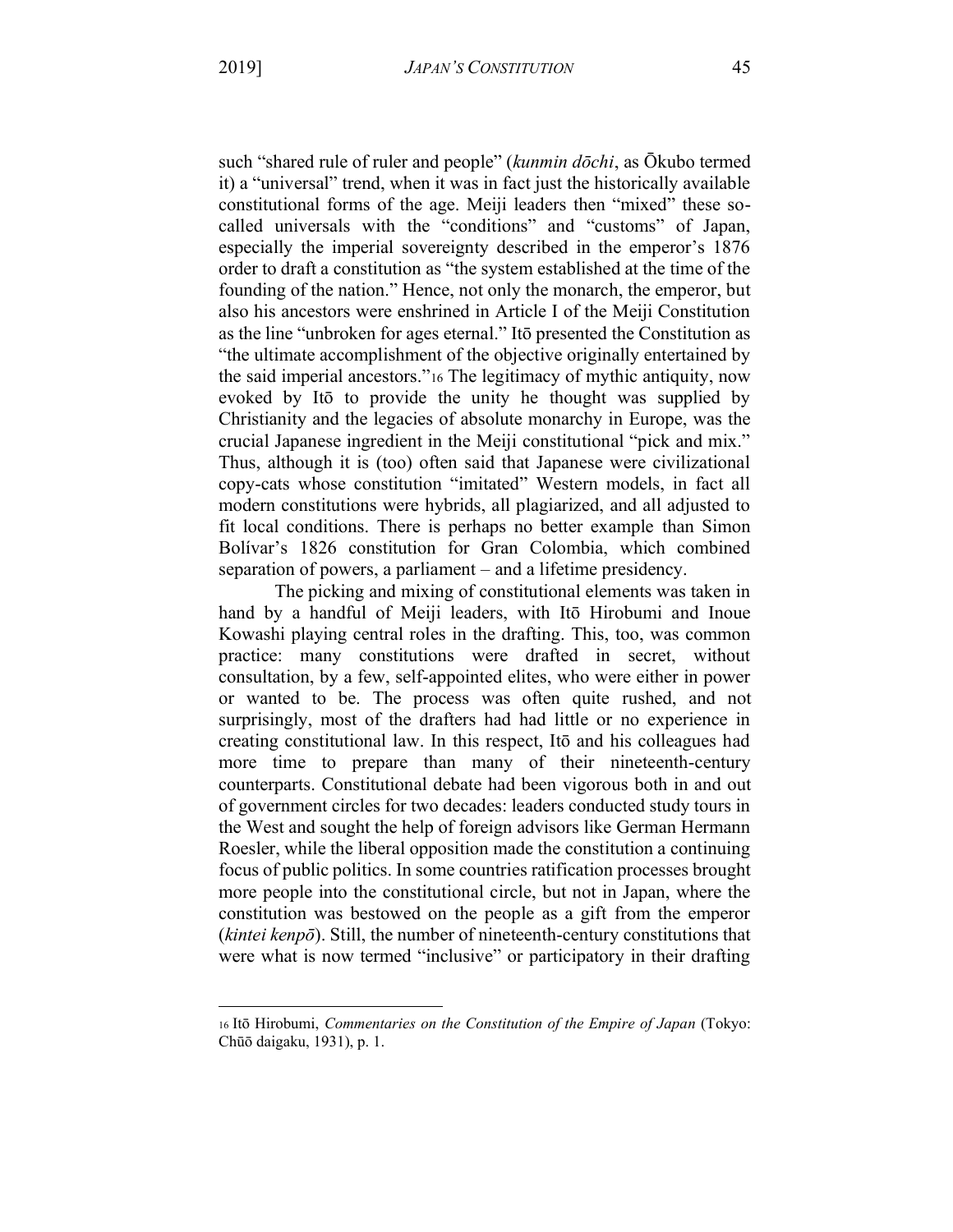such "shared rule of ruler and people" (*kunmin dōchi*, as Ōkubo termed it) a "universal" trend, when it was in fact just the historically available constitutional forms of the age. Meiji leaders then "mixed" these so-called universals with the "conditions" and "customs" of Japan, especially the imperial sovereignty described in the emperor's 1876 order to draft a constitution as "the system established at the time of the founding of the nation." Hence, not only the monarch, the emperor, but also his ancestors were enshrined in Article I of the Meiji Constitution as the line "unbroken for ages eternal." Itō presented the Constitution as "the ultimate accomplishment of the objective originally entertained by the said imperial ancestors."[16] The legitimacy of mythic antiquity, now evoked by Itō to provide the unity he thought was supplied by Christianity and the legacies of absolute monarchy in Europe, was the crucial Japanese ingredient in the Meiji constitutional "pick and mix." Thus, although it is (too) often said that Japanese were civilizational copy-cats whose constitution "imitated" Western models, in fact all modern constitutions were hybrids, all plagiarized, and all adjusted to fit local conditions. There is perhaps no better example than Simon Bolívar's 1826 constitution for Gran Colombia, which combined separation of powers, a parliament – and a lifetime presidency.

The picking and mixing of constitutional elements was taken in hand by a handful of Meiji leaders, with Itō Hirobumi and Inoue Kowashi playing central roles in the drafting. This, too, was common practice: many constitutions were drafted in secret, without consultation, by a few, self-appointed elites, who were either in power or wanted to be. The process was often quite rushed, and not surprisingly, most of the drafters had had little or no experience in creating constitutional law. In this respect, Itō and his colleagues had more time to prepare than many of their nineteenth-century counterparts. Constitutional debate had been vigorous both in and out of government circles for two decades: leaders conducted study tours in the West and sought the help of foreign advisors like German Hermann Roesler, while the liberal opposition made the constitution a continuing focus of public politics. In some countries ratification processes brought more people into the constitutional circle, but not in Japan, where the constitution was bestowed on the people as a gift from the emperor (*kintei kenpō*). Still, the number of nineteenth-century constitutions that were what is now termed "inclusive" or participatory in their drafting

---

[16] Itō Hirobumi, *Commentaries on the Constitution of the Empire of Japan* (Tokyo: Chūō daigaku, 1931), p. 1.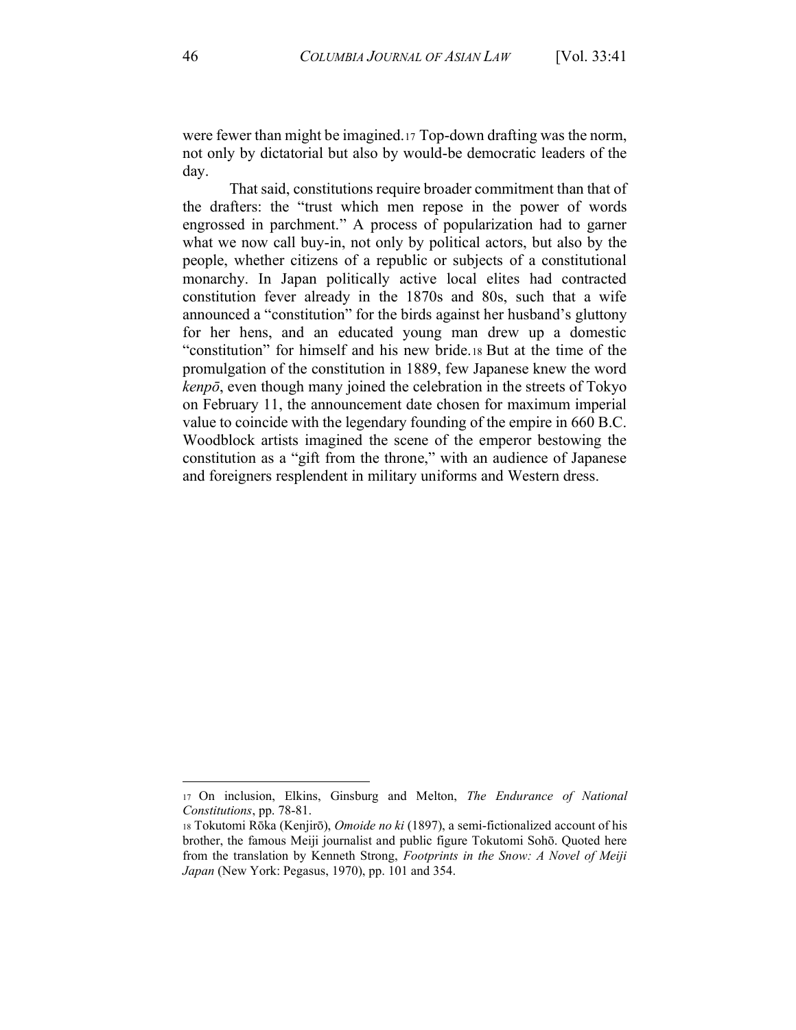were fewer than might be imagined.[17] Top-down drafting was the norm, not only by dictatorial but also by would-be democratic leaders of the day.

That said, constitutions require broader commitment than that of the drafters: the "trust which men repose in the power of words engrossed in parchment." A process of popularization had to garner what we now call buy-in, not only by political actors, but also by the people, whether citizens of a republic or subjects of a constitutional monarchy. In Japan politically active local elites had contracted constitution fever already in the 1870s and 80s, such that a wife announced a "constitution" for the birds against her husband's gluttony for her hens, and an educated young man drew up a domestic "constitution" for himself and his new bride.[18] But at the time of the promulgation of the constitution in 1889, few Japanese knew the word *kenpō*, even though many joined the celebration in the streets of Tokyo on February 11, the announcement date chosen for maximum imperial value to coincide with the legendary founding of the empire in 660 B.C. Woodblock artists imagined the scene of the emperor bestowing the constitution as a "gift from the throne," with an audience of Japanese and foreigners resplendent in military uniforms and Western dress.

---

[17] On inclusion, Elkins, Ginsburg and Melton, *The Endurance of National Constitutions*, pp. 78-81.

[18] Tokutomi Rōka (Kenjirō), *Omoide no ki* (1897), a semi-fictionalized account of his brother, the famous Meiji journalist and public figure Tokutomi Sohō. Quoted here from the translation by Kenneth Strong, *Footprints in the Snow: A Novel of Meiji Japan* (New York: Pegasus, 1970), pp. 101 and 354.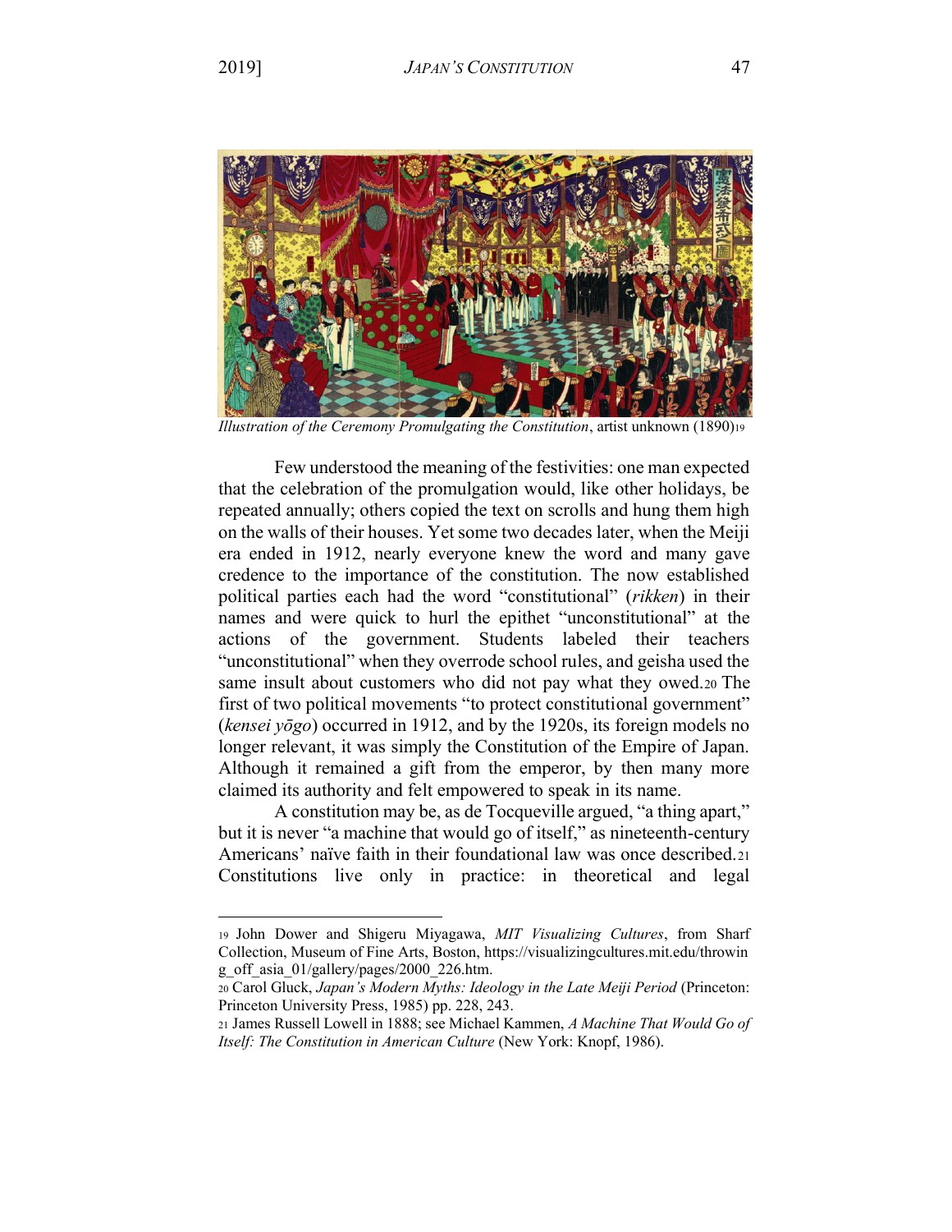*Illustration of the Ceremony Promulgating the Constitution*, artist unknown (1890)[19]

Few understood the meaning of the festivities: one man expected that the celebration of the promulgation would, like other holidays, be repeated annually; others copied the text on scrolls and hung them high on the walls of their houses. Yet some two decades later, when the Meiji era ended in 1912, nearly everyone knew the word and many gave credence to the importance of the constitution. The now established political parties each had the word "constitutional" (*rikken*) in their names and were quick to hurl the epithet "unconstitutional" at the actions of the government. Students labeled their teachers "unconstitutional" when they overrode school rules, and geisha used the same insult about customers who did not pay what they owed.[20] The first of two political movements "to protect constitutional government" (*kensei yōgo*) occurred in 1912, and by the 1920s, its foreign models no longer relevant, it was simply the Constitution of the Empire of Japan. Although it remained a gift from the emperor, by then many more claimed its authority and felt empowered to speak in its name.

A constitution may be, as de Tocqueville argued, "a thing apart," but it is never "a machine that would go of itself," as nineteenth-century Americans' naïve faith in their foundational law was once described.[21] Constitutions live only in practice: in theoretical and legal

---

[19] John Dower and Shigeru Miyagawa, *MIT Visualizing Cultures*, from Sharf Collection, Museum of Fine Arts, Boston, https://visualizingcultures.mit.edu/throwing_off_asia_01/gallery/pages/2000_226.htm.

[20] Carol Gluck, *Japan's Modern Myths: Ideology in the Late Meiji Period* (Princeton: Princeton University Press, 1985) pp. 228, 243.

[21] James Russell Lowell in 1888; see Michael Kammen, *A Machine That Would Go of Itself: The Constitution in American Culture* (New York: Knopf, 1986).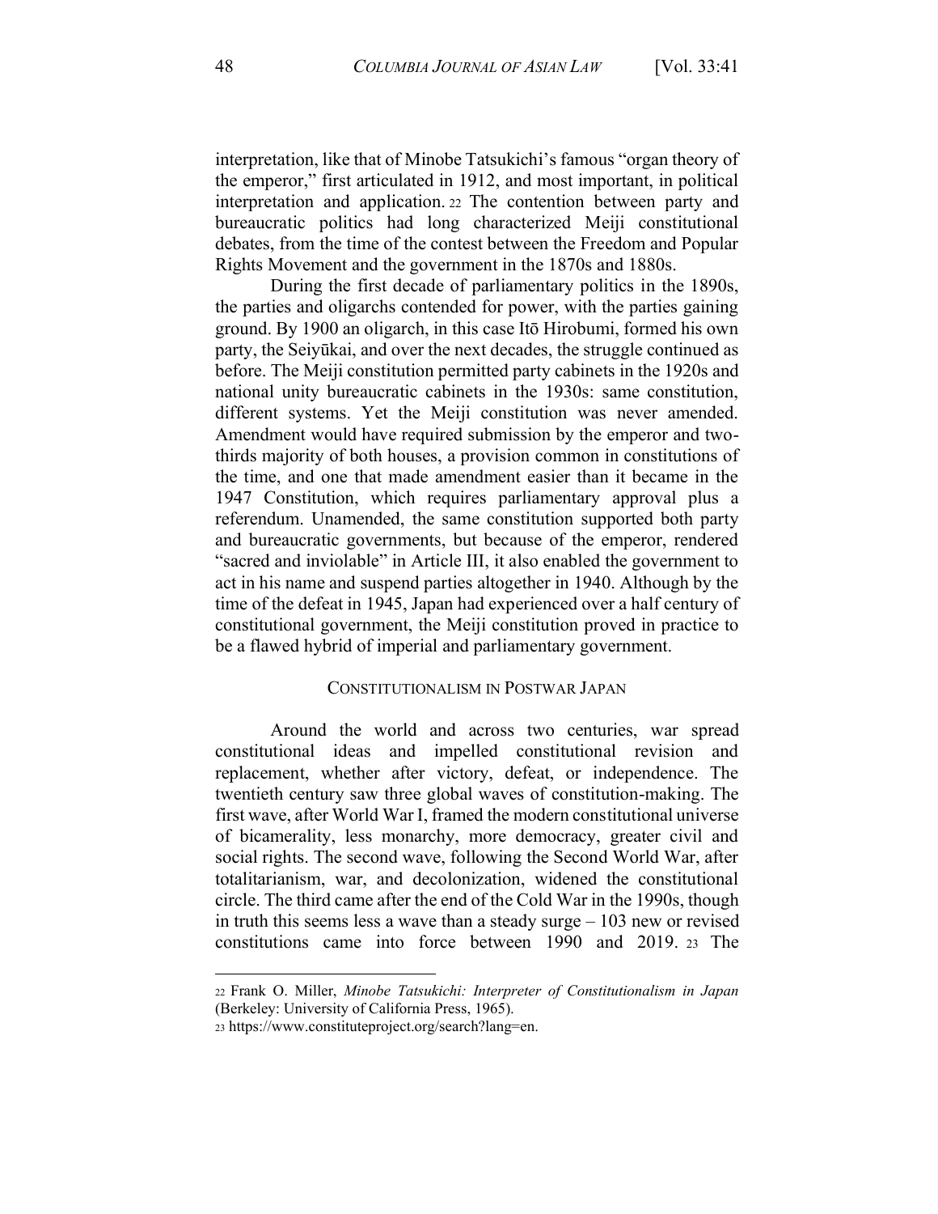interpretation, like that of Minobe Tatsukichi's famous "organ theory of the emperor," first articulated in 1912, and most important, in political interpretation and application.[22] The contention between party and bureaucratic politics had long characterized Meiji constitutional debates, from the time of the contest between the Freedom and Popular Rights Movement and the government in the 1870s and 1880s.

During the first decade of parliamentary politics in the 1890s, the parties and oligarchs contended for power, with the parties gaining ground. By 1900 an oligarch, in this case Itō Hirobumi, formed his own party, the Seiyūkai, and over the next decades, the struggle continued as before. The Meiji constitution permitted party cabinets in the 1920s and national unity bureaucratic cabinets in the 1930s: same constitution, different systems. Yet the Meiji constitution was never amended. Amendment would have required submission by the emperor and two-thirds majority of both houses, a provision common in constitutions of the time, and one that made amendment easier than it became in the 1947 Constitution, which requires parliamentary approval plus a referendum. Unamended, the same constitution supported both party and bureaucratic governments, but because of the emperor, rendered "sacred and inviolable" in Article III, it also enabled the government to act in his name and suspend parties altogether in 1940. Although by the time of the defeat in 1945, Japan had experienced over a half century of constitutional government, the Meiji constitution proved in practice to be a flawed hybrid of imperial and parliamentary government.

## CONSTITUTIONALISM IN POSTWAR JAPAN

Around the world and across two centuries, war spread constitutional ideas and impelled constitutional revision and replacement, whether after victory, defeat, or independence. The twentieth century saw three global waves of constitution-making. The first wave, after World War I, framed the modern constitutional universe of bicamerality, less monarchy, more democracy, greater civil and social rights. The second wave, following the Second World War, after totalitarianism, war, and decolonization, widened the constitutional circle. The third came after the end of the Cold War in the 1990s, though in truth this seems less a wave than a steady surge – 103 new or revised constitutions came into force between 1990 and 2019.[23] The

[22] Frank O. Miller, *Minobe Tatsukichi: Interpreter of Constitutionalism in Japan* (Berkeley: University of California Press, 1965).

[23] https://www.constituteproject.org/search?lang=en.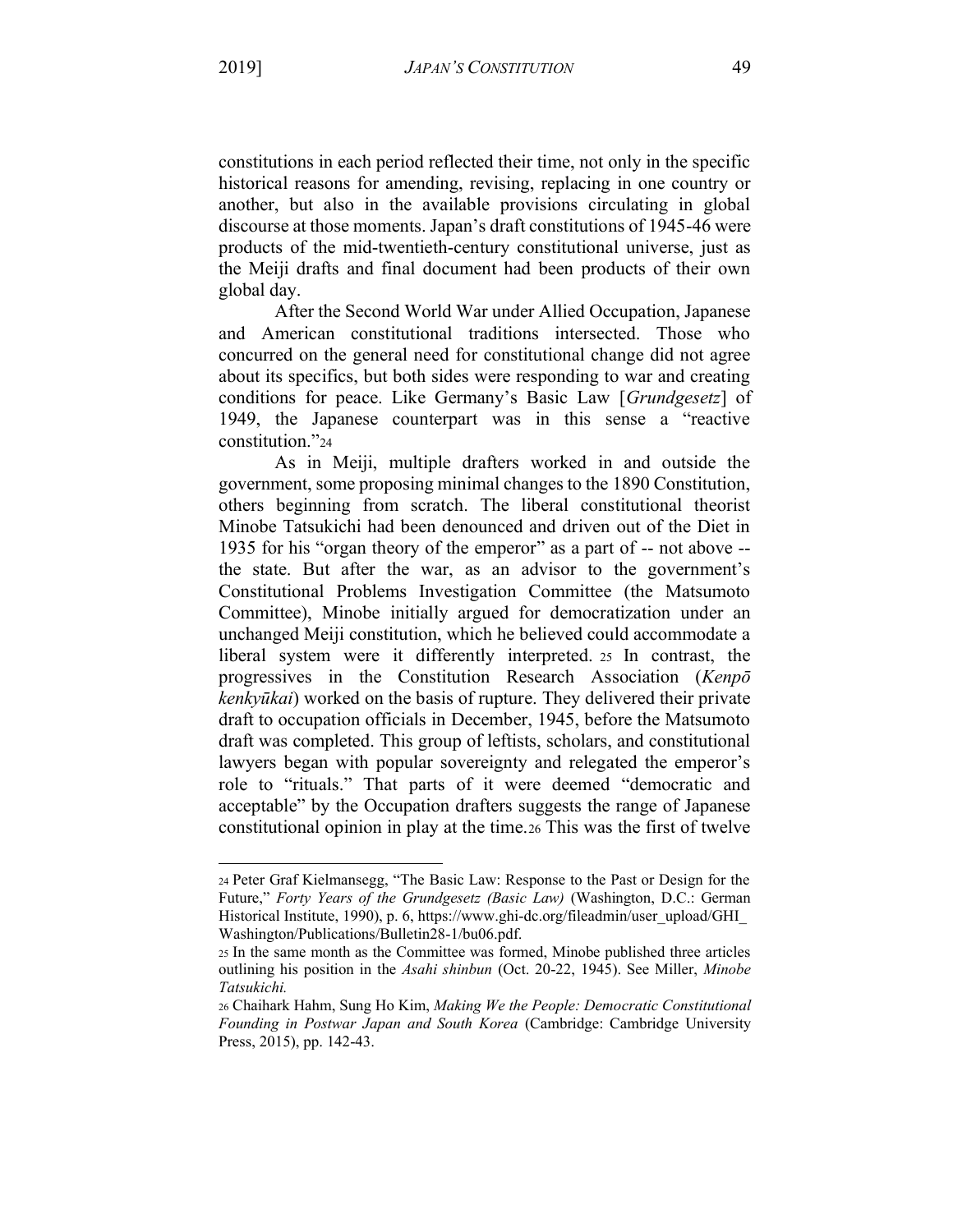constitutions in each period reflected their time, not only in the specific historical reasons for amending, revising, replacing in one country or another, but also in the available provisions circulating in global discourse at those moments. Japan's draft constitutions of 1945-46 were products of the mid-twentieth-century constitutional universe, just as the Meiji drafts and final document had been products of their own global day.

After the Second World War under Allied Occupation, Japanese and American constitutional traditions intersected. Those who concurred on the general need for constitutional change did not agree about its specifics, but both sides were responding to war and creating conditions for peace. Like Germany's Basic Law [*Grundgesetz*] of 1949, the Japanese counterpart was in this sense a "reactive constitution."[24]

As in Meiji, multiple drafters worked in and outside the government, some proposing minimal changes to the 1890 Constitution, others beginning from scratch. The liberal constitutional theorist Minobe Tatsukichi had been denounced and driven out of the Diet in 1935 for his "organ theory of the emperor" as a part of -- not above -- the state. But after the war, as an advisor to the government's Constitutional Problems Investigation Committee (the Matsumoto Committee), Minobe initially argued for democratization under an unchanged Meiji constitution, which he believed could accommodate a liberal system were it differently interpreted.[25] In contrast, the progressives in the Constitution Research Association (*Kenpō kenkyūkai*) worked on the basis of rupture. They delivered their private draft to occupation officials in December, 1945, before the Matsumoto draft was completed. This group of leftists, scholars, and constitutional lawyers began with popular sovereignty and relegated the emperor's role to "rituals." That parts of it were deemed "democratic and acceptable" by the Occupation drafters suggests the range of Japanese constitutional opinion in play at the time.[26] This was the first of twelve

---

[24] Peter Graf Kielmansegg, "The Basic Law: Response to the Past or Design for the Future," *Forty Years of the Grundgesetz (Basic Law)* (Washington, D.C.: German Historical Institute, 1990), p. 6, https://www.ghi-dc.org/fileadmin/user_upload/GHI_Washington/Publications/Bulletin28-1/bu06.pdf.

[25] In the same month as the Committee was formed, Minobe published three articles outlining his position in the *Asahi shinbun* (Oct. 20-22, 1945). See Miller, *Minobe Tatsukichi.*

[26] Chaihark Hahm, Sung Ho Kim, *Making We the People: Democratic Constitutional Founding in Postwar Japan and South Korea* (Cambridge: Cambridge University Press, 2015), pp. 142-43.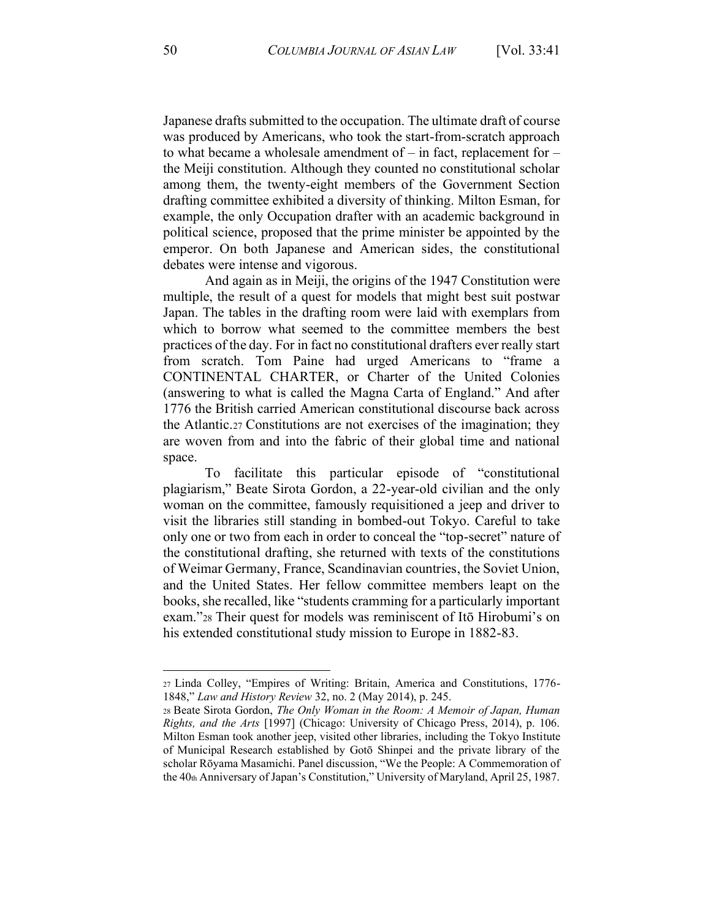Japanese drafts submitted to the occupation. The ultimate draft of course was produced by Americans, who took the start-from-scratch approach to what became a wholesale amendment of – in fact, replacement for – the Meiji constitution. Although they counted no constitutional scholar among them, the twenty-eight members of the Government Section drafting committee exhibited a diversity of thinking. Milton Esman, for example, the only Occupation drafter with an academic background in political science, proposed that the prime minister be appointed by the emperor. On both Japanese and American sides, the constitutional debates were intense and vigorous.

And again as in Meiji, the origins of the 1947 Constitution were multiple, the result of a quest for models that might best suit postwar Japan. The tables in the drafting room were laid with exemplars from which to borrow what seemed to the committee members the best practices of the day. For in fact no constitutional drafters ever really start from scratch. Tom Paine had urged Americans to "frame a CONTINENTAL CHARTER, or Charter of the United Colonies (answering to what is called the Magna Carta of England." And after 1776 the British carried American constitutional discourse back across the Atlantic.[27] Constitutions are not exercises of the imagination; they are woven from and into the fabric of their global time and national space.

To facilitate this particular episode of "constitutional plagiarism," Beate Sirota Gordon, a 22-year-old civilian and the only woman on the committee, famously requisitioned a jeep and driver to visit the libraries still standing in bombed-out Tokyo. Careful to take only one or two from each in order to conceal the "top-secret" nature of the constitutional drafting, she returned with texts of the constitutions of Weimar Germany, France, Scandinavian countries, the Soviet Union, and the United States. Her fellow committee members leapt on the books, she recalled, like "students cramming for a particularly important exam."[28] Their quest for models was reminiscent of Itō Hirobumi's on his extended constitutional study mission to Europe in 1882-83.

---

[27] Linda Colley, "Empires of Writing: Britain, America and Constitutions, 1776-1848," *Law and History Review* 32, no. 2 (May 2014), p. 245.

[28] Beate Sirota Gordon, *The Only Woman in the Room: A Memoir of Japan, Human Rights, and the Arts* [1997] (Chicago: University of Chicago Press, 2014), p. 106. Milton Esman took another jeep, visited other libraries, including the Tokyo Institute of Municipal Research established by Gotō Shinpei and the private library of the scholar Rōyama Masamichi. Panel discussion, "We the People: A Commemoration of the 40th Anniversary of Japan's Constitution," University of Maryland, April 25, 1987.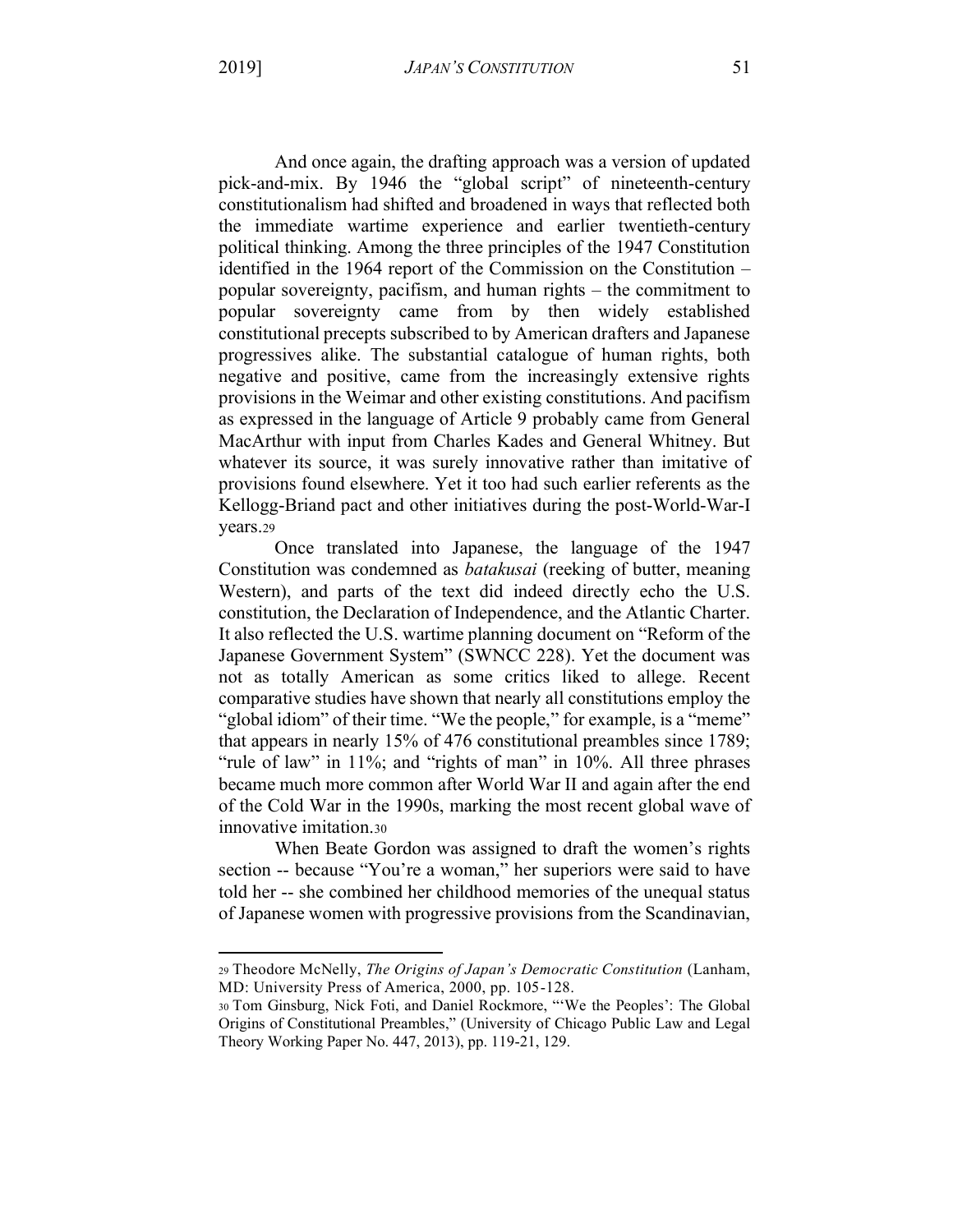And once again, the drafting approach was a version of updated pick-and-mix. By 1946 the "global script" of nineteenth-century constitutionalism had shifted and broadened in ways that reflected both the immediate wartime experience and earlier twentieth-century political thinking. Among the three principles of the 1947 Constitution identified in the 1964 report of the Commission on the Constitution – popular sovereignty, pacifism, and human rights – the commitment to popular sovereignty came from by then widely established constitutional precepts subscribed to by American drafters and Japanese progressives alike. The substantial catalogue of human rights, both negative and positive, came from the increasingly extensive rights provisions in the Weimar and other existing constitutions. And pacifism as expressed in the language of Article 9 probably came from General MacArthur with input from Charles Kades and General Whitney. But whatever its source, it was surely innovative rather than imitative of provisions found elsewhere. Yet it too had such earlier referents as the Kellogg-Briand pact and other initiatives during the post-World-War-I years.[29]

Once translated into Japanese, the language of the 1947 Constitution was condemned as *batakusai* (reeking of butter, meaning Western), and parts of the text did indeed directly echo the U.S. constitution, the Declaration of Independence, and the Atlantic Charter. It also reflected the U.S. wartime planning document on "Reform of the Japanese Government System" (SWNCC 228). Yet the document was not as totally American as some critics liked to allege. Recent comparative studies have shown that nearly all constitutions employ the "global idiom" of their time. "We the people," for example, is a "meme" that appears in nearly 15% of 476 constitutional preambles since 1789; "rule of law" in 11%; and "rights of man" in 10%. All three phrases became much more common after World War II and again after the end of the Cold War in the 1990s, marking the most recent global wave of innovative imitation.[30]

When Beate Gordon was assigned to draft the women's rights section -- because "You're a woman," her superiors were said to have told her -- she combined her childhood memories of the unequal status of Japanese women with progressive provisions from the Scandinavian,

---

[29] Theodore McNelly, *The Origins of Japan's Democratic Constitution* (Lanham, MD: University Press of America, 2000, pp. 105-128.

[30] Tom Ginsburg, Nick Foti, and Daniel Rockmore, "'We the Peoples': The Global Origins of Constitutional Preambles," (University of Chicago Public Law and Legal Theory Working Paper No. 447, 2013), pp. 119-21, 129.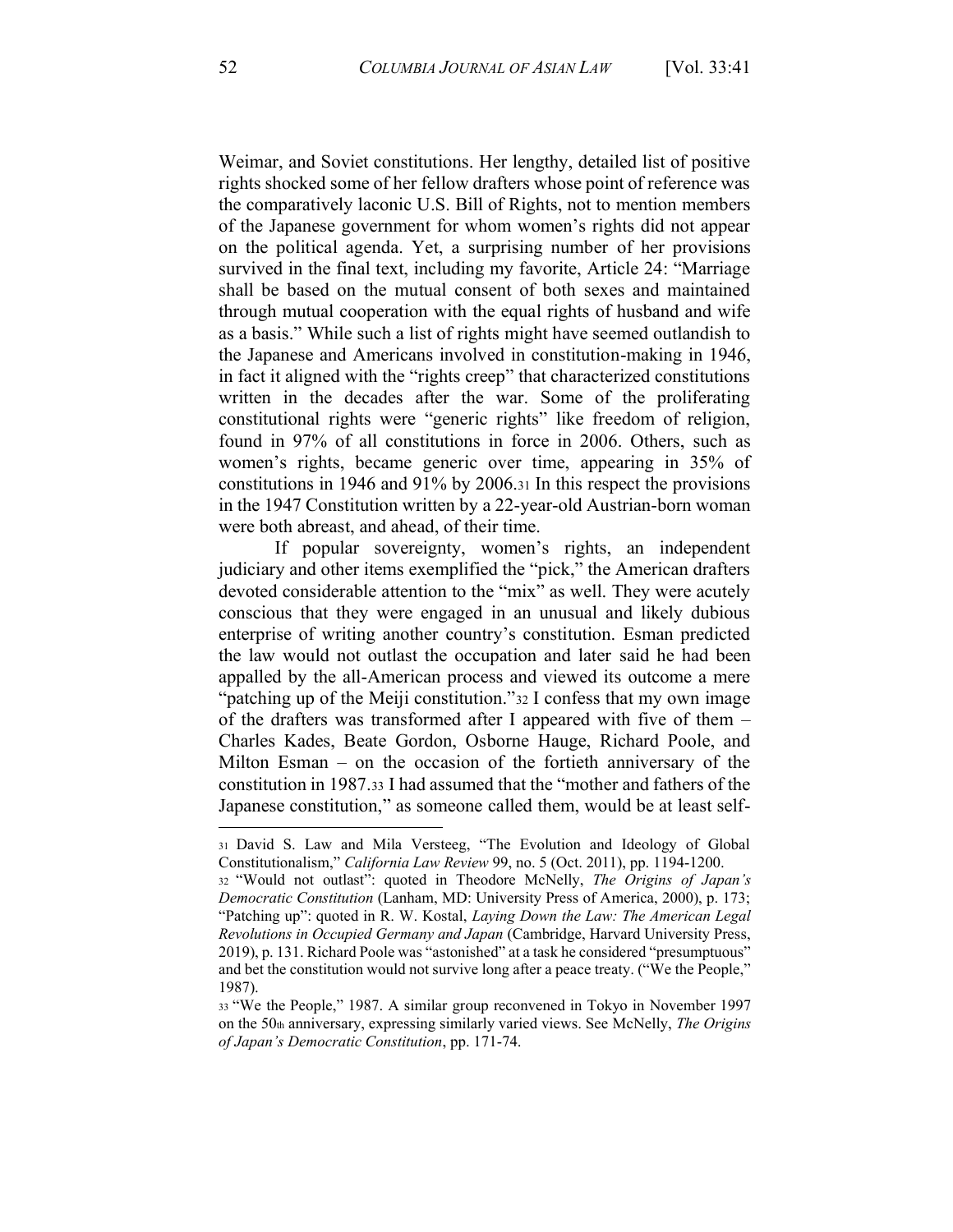Weimar, and Soviet constitutions. Her lengthy, detailed list of positive rights shocked some of her fellow drafters whose point of reference was the comparatively laconic U.S. Bill of Rights, not to mention members of the Japanese government for whom women's rights did not appear on the political agenda. Yet, a surprising number of her provisions survived in the final text, including my favorite, Article 24: "Marriage shall be based on the mutual consent of both sexes and maintained through mutual cooperation with the equal rights of husband and wife as a basis." While such a list of rights might have seemed outlandish to the Japanese and Americans involved in constitution-making in 1946, in fact it aligned with the "rights creep" that characterized constitutions written in the decades after the war. Some of the proliferating constitutional rights were "generic rights" like freedom of religion, found in 97% of all constitutions in force in 2006. Others, such as women's rights, became generic over time, appearing in 35% of constitutions in 1946 and 91% by 2006.[31] In this respect the provisions in the 1947 Constitution written by a 22-year-old Austrian-born woman were both abreast, and ahead, of their time.

If popular sovereignty, women's rights, an independent judiciary and other items exemplified the "pick," the American drafters devoted considerable attention to the "mix" as well. They were acutely conscious that they were engaged in an unusual and likely dubious enterprise of writing another country's constitution. Esman predicted the law would not outlast the occupation and later said he had been appalled by the all-American process and viewed its outcome a mere "patching up of the Meiji constitution."[32] I confess that my own image of the drafters was transformed after I appeared with five of them – Charles Kades, Beate Gordon, Osborne Hauge, Richard Poole, and Milton Esman – on the occasion of the fortieth anniversary of the constitution in 1987.[33] I had assumed that the "mother and fathers of the Japanese constitution," as someone called them, would be at least self-

---

[31] David S. Law and Mila Versteeg, "The Evolution and Ideology of Global Constitutionalism," *California Law Review* 99, no. 5 (Oct. 2011), pp. 1194-1200.

[32] "Would not outlast": quoted in Theodore McNelly, *The Origins of Japan's Democratic Constitution* (Lanham, MD: University Press of America, 2000), p. 173; "Patching up": quoted in R. W. Kostal, *Laying Down the Law: The American Legal Revolutions in Occupied Germany and Japan* (Cambridge, Harvard University Press, 2019), p. 131. Richard Poole was "astonished" at a task he considered "presumptuous" and bet the constitution would not survive long after a peace treaty. ("We the People," 1987).

[33] "We the People," 1987. A similar group reconvened in Tokyo in November 1997 on the 50th anniversary, expressing similarly varied views. See McNelly, *The Origins of Japan's Democratic Constitution*, pp. 171-74.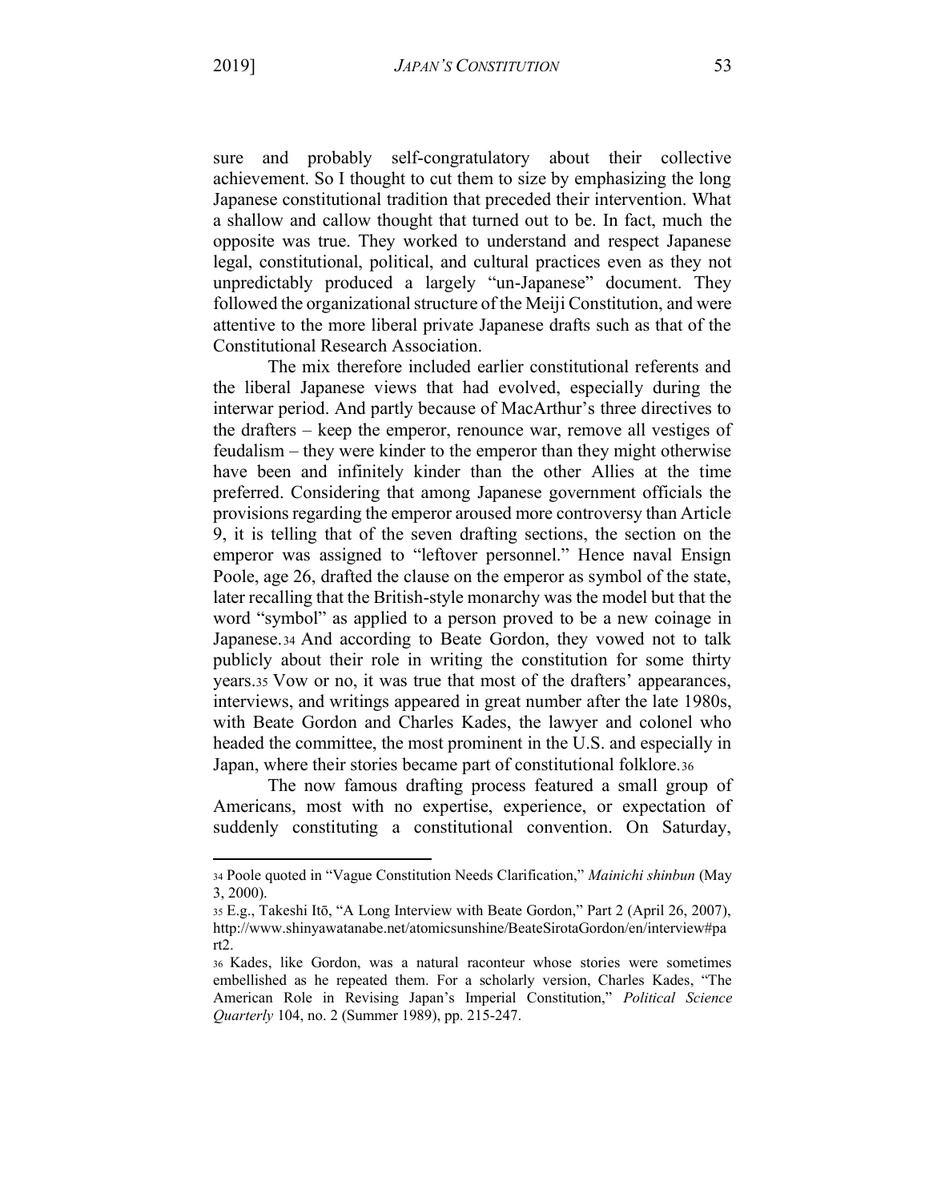sure and probably self-congratulatory about their collective achievement. So I thought to cut them to size by emphasizing the long Japanese constitutional tradition that preceded their intervention. What a shallow and callow thought that turned out to be. In fact, much the opposite was true. They worked to understand and respect Japanese legal, constitutional, political, and cultural practices even as they not unpredictably produced a largely "un-Japanese" document. They followed the organizational structure of the Meiji Constitution, and were attentive to the more liberal private Japanese drafts such as that of the Constitutional Research Association.

The mix therefore included earlier constitutional referents and the liberal Japanese views that had evolved, especially during the interwar period. And partly because of MacArthur's three directives to the drafters – keep the emperor, renounce war, remove all vestiges of feudalism – they were kinder to the emperor than they might otherwise have been and infinitely kinder than the other Allies at the time preferred. Considering that among Japanese government officials the provisions regarding the emperor aroused more controversy than Article 9, it is telling that of the seven drafting sections, the section on the emperor was assigned to "leftover personnel." Hence naval Ensign Poole, age 26, drafted the clause on the emperor as symbol of the state, later recalling that the British-style monarchy was the model but that the word "symbol" as applied to a person proved to be a new coinage in Japanese.[34] And according to Beate Gordon, they vowed not to talk publicly about their role in writing the constitution for some thirty years.[35] Vow or no, it was true that most of the drafters' appearances, interviews, and writings appeared in great number after the late 1980s, with Beate Gordon and Charles Kades, the lawyer and colonel who headed the committee, the most prominent in the U.S. and especially in Japan, where their stories became part of constitutional folklore.[36]

The now famous drafting process featured a small group of Americans, most with no expertise, experience, or expectation of suddenly constituting a constitutional convention. On Saturday,

---

[34] Poole quoted in "Vague Constitution Needs Clarification," *Mainichi shinbun* (May 3, 2000).

[35] E.g., Takeshi Itō, "A Long Interview with Beate Gordon," Part 2 (April 26, 2007), http://www.shinyawatanabe.net/atomicsunshine/BeateSirotaGordon/en/interview#part2.

[36] Kades, like Gordon, was a natural raconteur whose stories were sometimes embellished as he repeated them. For a scholarly version, Charles Kades, "The American Role in Revising Japan's Imperial Constitution," *Political Science Quarterly* 104, no. 2 (Summer 1989), pp. 215-247.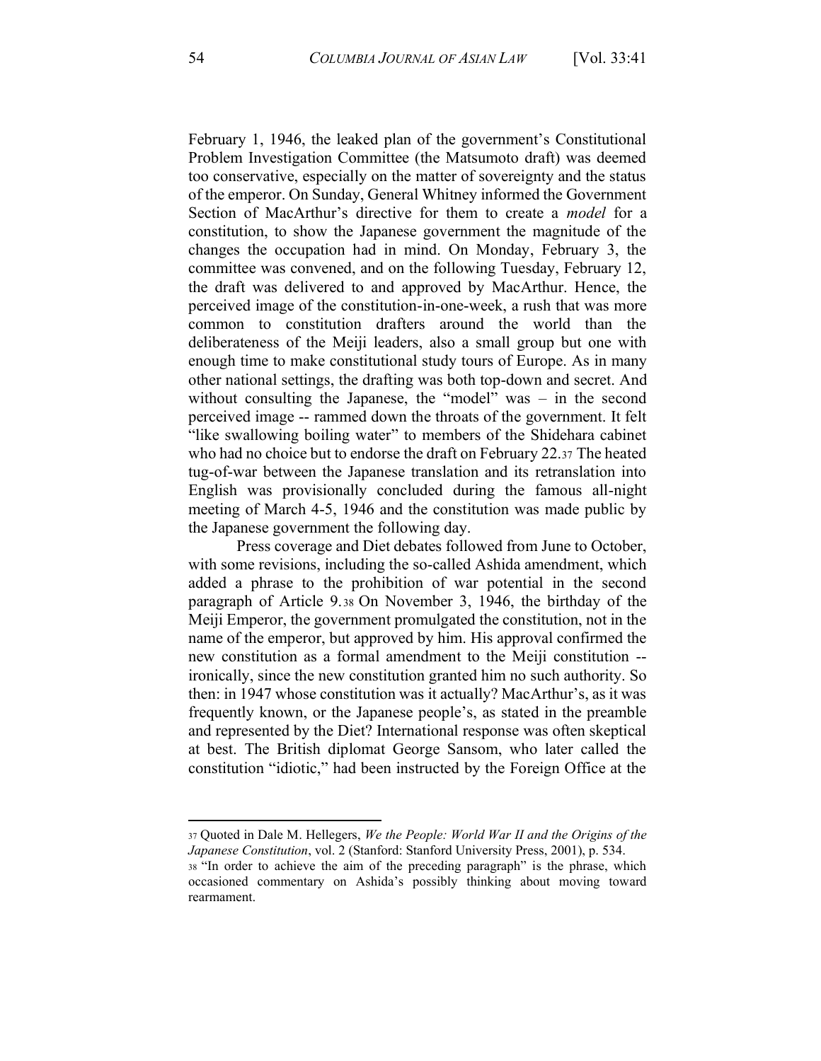February 1, 1946, the leaked plan of the government's Constitutional Problem Investigation Committee (the Matsumoto draft) was deemed too conservative, especially on the matter of sovereignty and the status of the emperor. On Sunday, General Whitney informed the Government Section of MacArthur's directive for them to create a *model* for a constitution, to show the Japanese government the magnitude of the changes the occupation had in mind. On Monday, February 3, the committee was convened, and on the following Tuesday, February 12, the draft was delivered to and approved by MacArthur. Hence, the perceived image of the constitution-in-one-week, a rush that was more common to constitution drafters around the world than the deliberateness of the Meiji leaders, also a small group but one with enough time to make constitutional study tours of Europe. As in many other national settings, the drafting was both top-down and secret. And without consulting the Japanese, the "model" was – in the second perceived image -- rammed down the throats of the government. It felt "like swallowing boiling water" to members of the Shidehara cabinet who had no choice but to endorse the draft on February 22.[37] The heated tug-of-war between the Japanese translation and its retranslation into English was provisionally concluded during the famous all-night meeting of March 4-5, 1946 and the constitution was made public by the Japanese government the following day.

Press coverage and Diet debates followed from June to October, with some revisions, including the so-called Ashida amendment, which added a phrase to the prohibition of war potential in the second paragraph of Article 9.[38] On November 3, 1946, the birthday of the Meiji Emperor, the government promulgated the constitution, not in the name of the emperor, but approved by him. His approval confirmed the new constitution as a formal amendment to the Meiji constitution -- ironically, since the new constitution granted him no such authority. So then: in 1947 whose constitution was it actually? MacArthur's, as it was frequently known, or the Japanese people's, as stated in the preamble and represented by the Diet? International response was often skeptical at best. The British diplomat George Sansom, who later called the constitution "idiotic," had been instructed by the Foreign Office at the

---

[37] Quoted in Dale M. Hellegers, *We the People: World War II and the Origins of the Japanese Constitution*, vol. 2 (Stanford: Stanford University Press, 2001), p. 534.

[38] "In order to achieve the aim of the preceding paragraph" is the phrase, which occasioned commentary on Ashida's possibly thinking about moving toward rearmament.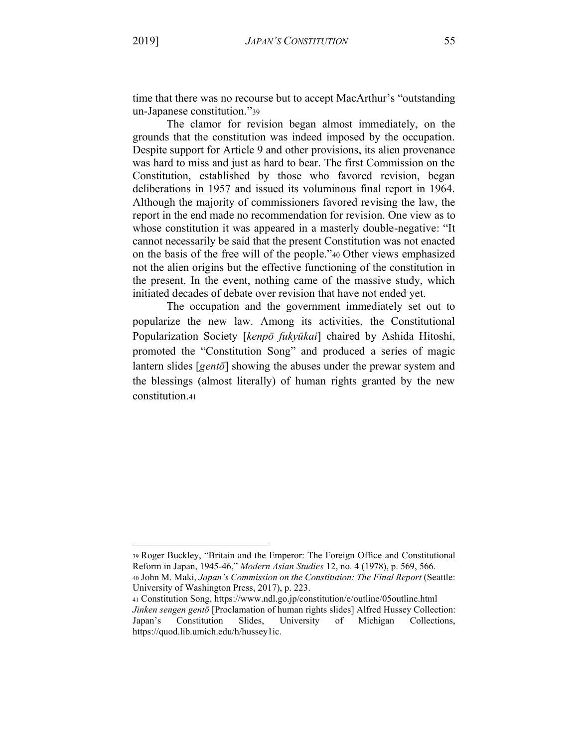time that there was no recourse but to accept MacArthur's "outstanding un-Japanese constitution."[39]

The clamor for revision began almost immediately, on the grounds that the constitution was indeed imposed by the occupation. Despite support for Article 9 and other provisions, its alien provenance was hard to miss and just as hard to bear. The first Commission on the Constitution, established by those who favored revision, began deliberations in 1957 and issued its voluminous final report in 1964. Although the majority of commissioners favored revising the law, the report in the end made no recommendation for revision. One view as to whose constitution it was appeared in a masterly double-negative: "It cannot necessarily be said that the present Constitution was not enacted on the basis of the free will of the people."[40] Other views emphasized not the alien origins but the effective functioning of the constitution in the present. In the event, nothing came of the massive study, which initiated decades of debate over revision that have not ended yet.

The occupation and the government immediately set out to popularize the new law. Among its activities, the Constitutional Popularization Society [*kenpō fukyūkai*] chaired by Ashida Hitoshi, promoted the "Constitution Song" and produced a series of magic lantern slides [*gentō*] showing the abuses under the prewar system and the blessings (almost literally) of human rights granted by the new constitution.[41]

---

[39] Roger Buckley, "Britain and the Emperor: The Foreign Office and Constitutional Reform in Japan, 1945-46," *Modern Asian Studies* 12, no. 4 (1978), p. 569, 566.

[40] John M. Maki, *Japan's Commission on the Constitution: The Final Report* (Seattle: University of Washington Press, 2017), p. 223.

[41] Constitution Song, https://www.ndl.go.jp/constitution/e/outline/05outline.html *Jinken sengen gentō* [Proclamation of human rights slides] Alfred Hussey Collection: Japan's Constitution Slides, University of Michigan Collections, https://quod.lib.umich.edu/h/hussey1ic.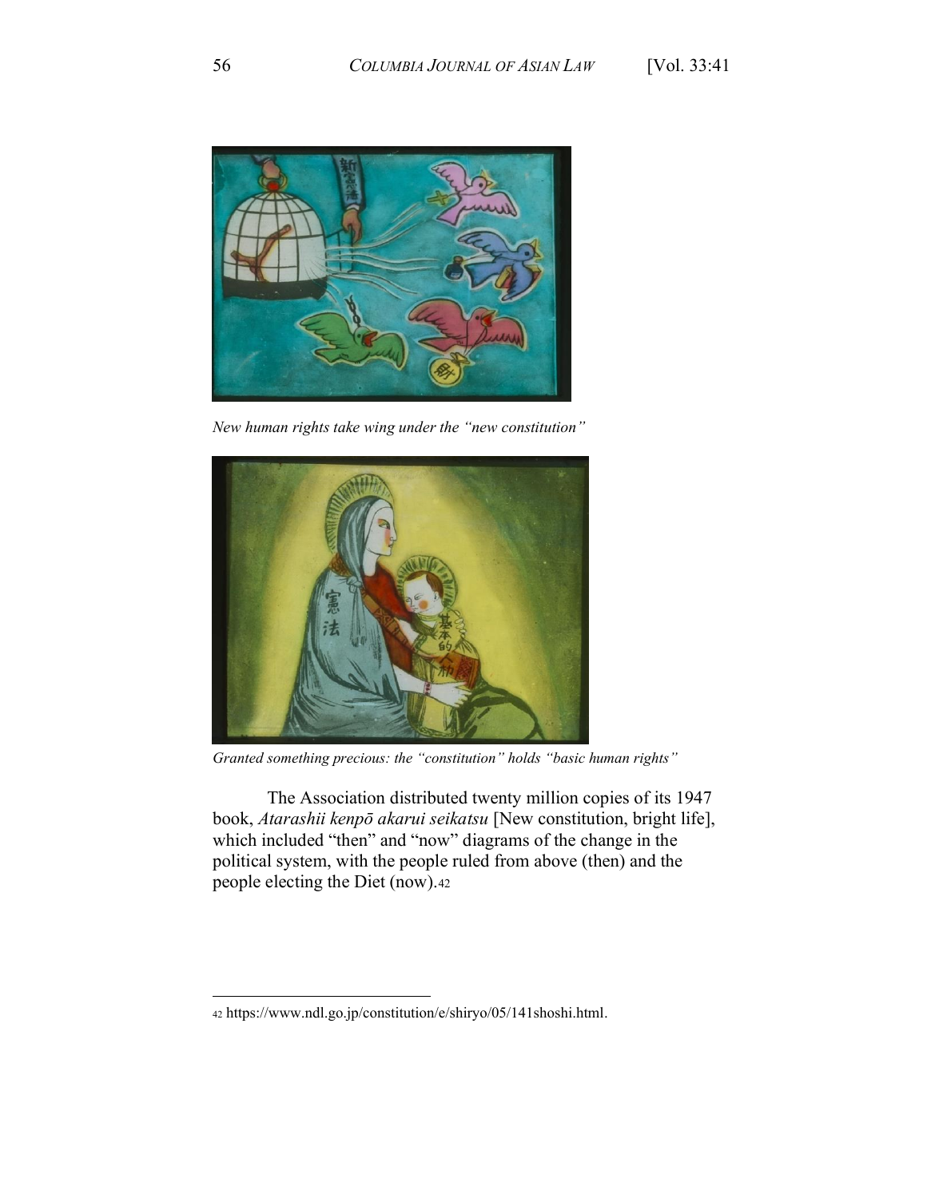*New human rights take wing under the "new constitution"*

*Granted something precious: the "constitution" holds "basic human rights"*

The Association distributed twenty million copies of its 1947 book, *Atarashii kenpō akarui seikatsu* [New constitution, bright life], which included "then" and "now" diagrams of the change in the political system, with the people ruled from above (then) and the people electing the Diet (now).[42]

---

[42] https://www.ndl.go.jp/constitution/e/shiryo/05/141shoshi.html.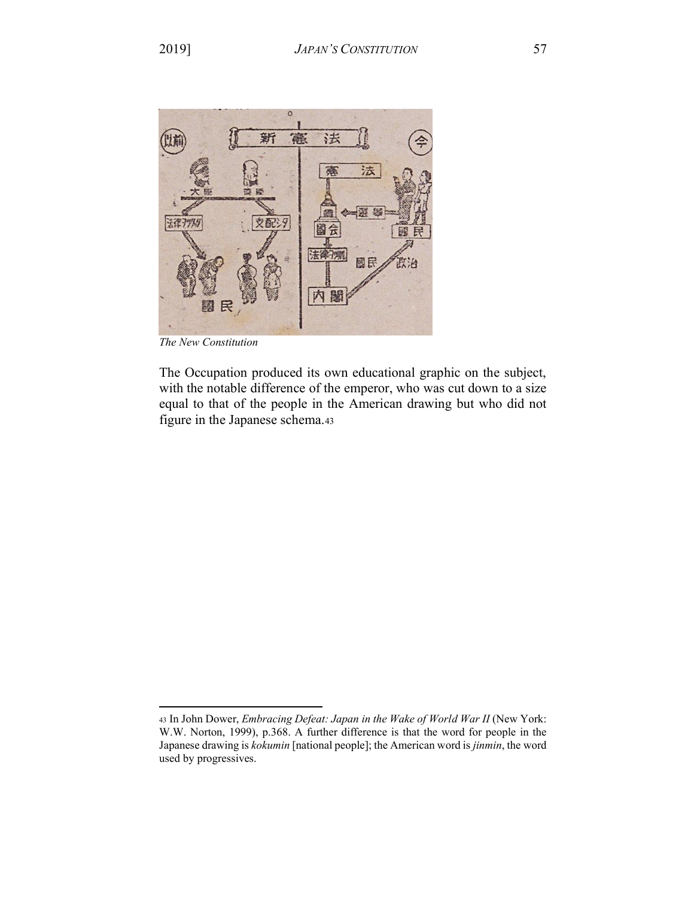*The New Constitution*

The Occupation produced its own educational graphic on the subject, with the notable difference of the emperor, who was cut down to a size equal to that of the people in the American drawing but who did not figure in the Japanese schema.[43]

---

[43] In John Dower, *Embracing Defeat: Japan in the Wake of World War II* (New York: W.W. Norton, 1999), p.368. A further difference is that the word for people in the Japanese drawing is *kokumin* [national people]; the American word is *jinmin*, the word used by progressives.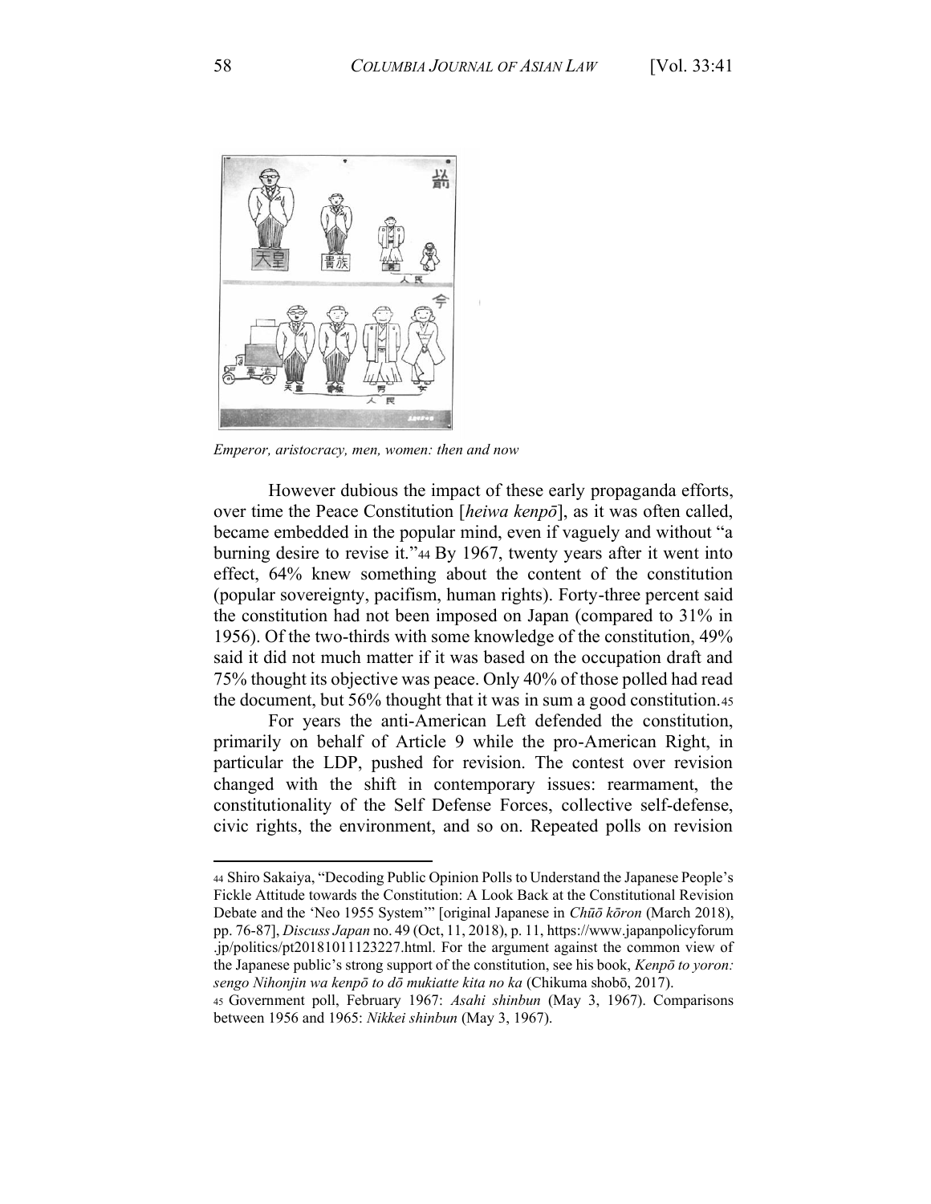*Emperor, aristocracy, men, women: then and now*

However dubious the impact of these early propaganda efforts, over time the Peace Constitution [*heiwa kenpō*], as it was often called, became embedded in the popular mind, even if vaguely and without "a burning desire to revise it."[44] By 1967, twenty years after it went into effect, 64% knew something about the content of the constitution (popular sovereignty, pacifism, human rights). Forty-three percent said the constitution had not been imposed on Japan (compared to 31% in 1956). Of the two-thirds with some knowledge of the constitution, 49% said it did not much matter if it was based on the occupation draft and 75% thought its objective was peace. Only 40% of those polled had read the document, but 56% thought that it was in sum a good constitution.[45]

For years the anti-American Left defended the constitution, primarily on behalf of Article 9 while the pro-American Right, in particular the LDP, pushed for revision. The contest over revision changed with the shift in contemporary issues: rearmament, the constitutionality of the Self Defense Forces, collective self-defense, civic rights, the environment, and so on. Repeated polls on revision

---

[44] Shiro Sakaiya, "Decoding Public Opinion Polls to Understand the Japanese People's Fickle Attitude towards the Constitution: A Look Back at the Constitutional Revision Debate and the 'Neo 1955 System'" [original Japanese in *Chūō kōron* (March 2018), pp. 76-87], *Discuss Japan* no. 49 (Oct, 11, 2018), p. 11, https://www.japanpolicyforum.jp/politics/pt20181011123227.html. For the argument against the common view of the Japanese public's strong support of the constitution, see his book, *Kenpō to yoron: sengo Nihonjin wa kenpō to dō mukiatte kita no ka* (Chikuma shobō, 2017).

[45] Government poll, February 1967: *Asahi shinbun* (May 3, 1967). Comparisons between 1956 and 1965: *Nikkei shinbun* (May 3, 1967).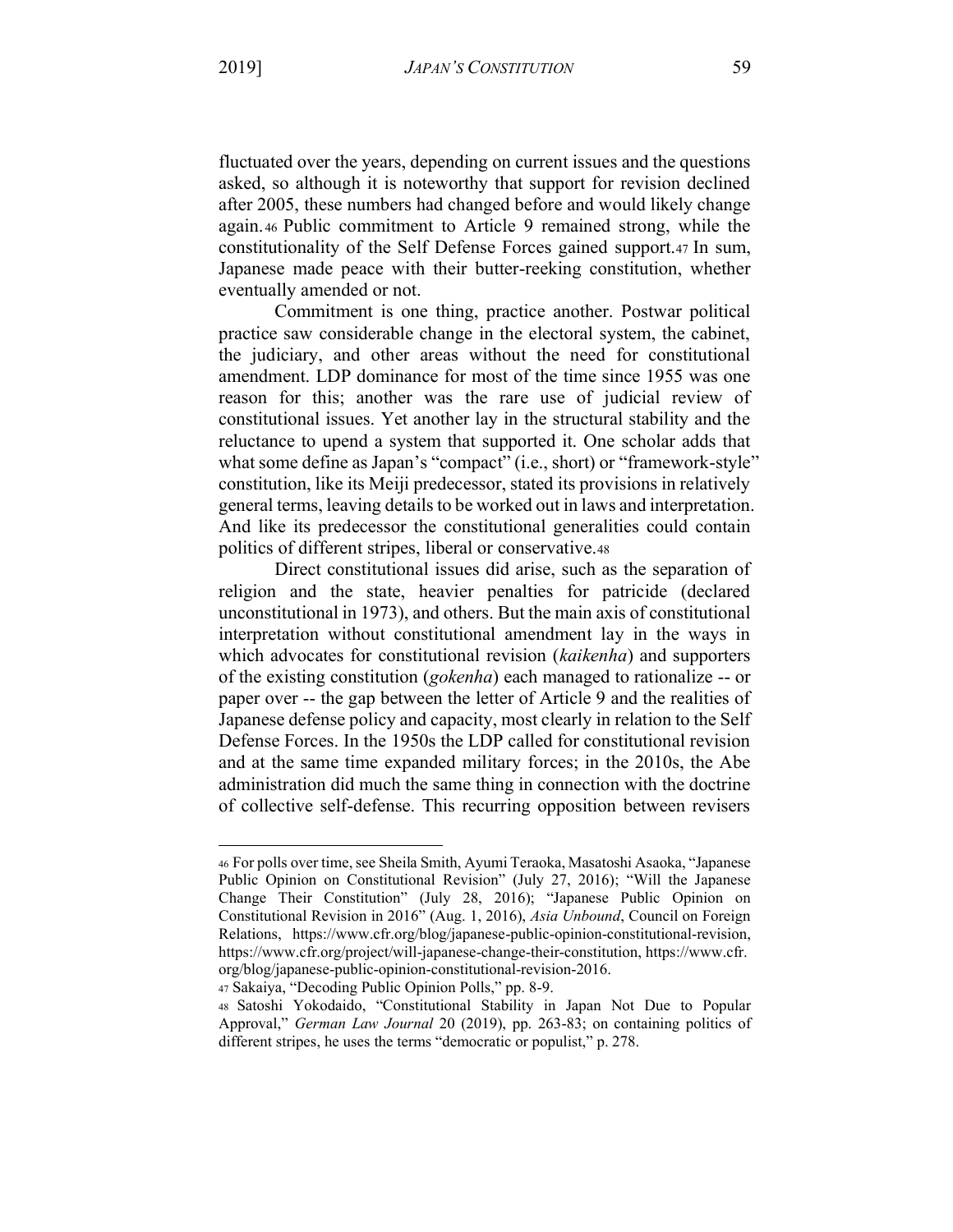fluctuated over the years, depending on current issues and the questions asked, so although it is noteworthy that support for revision declined after 2005, these numbers had changed before and would likely change again.[46] Public commitment to Article 9 remained strong, while the constitutionality of the Self Defense Forces gained support.[47] In sum, Japanese made peace with their butter-reeking constitution, whether eventually amended or not.

Commitment is one thing, practice another. Postwar political practice saw considerable change in the electoral system, the cabinet, the judiciary, and other areas without the need for constitutional amendment. LDP dominance for most of the time since 1955 was one reason for this; another was the rare use of judicial review of constitutional issues. Yet another lay in the structural stability and the reluctance to upend a system that supported it. One scholar adds that what some define as Japan's "compact" (i.e., short) or "framework-style" constitution, like its Meiji predecessor, stated its provisions in relatively general terms, leaving details to be worked out in laws and interpretation. And like its predecessor the constitutional generalities could contain politics of different stripes, liberal or conservative.[48]

Direct constitutional issues did arise, such as the separation of religion and the state, heavier penalties for patricide (declared unconstitutional in 1973), and others. But the main axis of constitutional interpretation without constitutional amendment lay in the ways in which advocates for constitutional revision (*kaikenha*) and supporters of the existing constitution (*gokenha*) each managed to rationalize -- or paper over -- the gap between the letter of Article 9 and the realities of Japanese defense policy and capacity, most clearly in relation to the Self Defense Forces. In the 1950s the LDP called for constitutional revision and at the same time expanded military forces; in the 2010s, the Abe administration did much the same thing in connection with the doctrine of collective self-defense. This recurring opposition between revisers

---

[46] For polls over time, see Sheila Smith, Ayumi Teraoka, Masatoshi Asaoka, "Japanese Public Opinion on Constitutional Revision" (July 27, 2016); "Will the Japanese Change Their Constitution" (July 28, 2016); "Japanese Public Opinion on Constitutional Revision in 2016" (Aug. 1, 2016), *Asia Unbound*, Council on Foreign Relations, https://www.cfr.org/blog/japanese-public-opinion-constitutional-revision, https://www.cfr.org/project/will-japanese-change-their-constitution, https://www.cfr.org/blog/japanese-public-opinion-constitutional-revision-2016.

[47] Sakaiya, "Decoding Public Opinion Polls," pp. 8-9.

[48] Satoshi Yokodaido, "Constitutional Stability in Japan Not Due to Popular Approval," *German Law Journal* 20 (2019), pp. 263-83; on containing politics of different stripes, he uses the terms "democratic or populist," p. 278.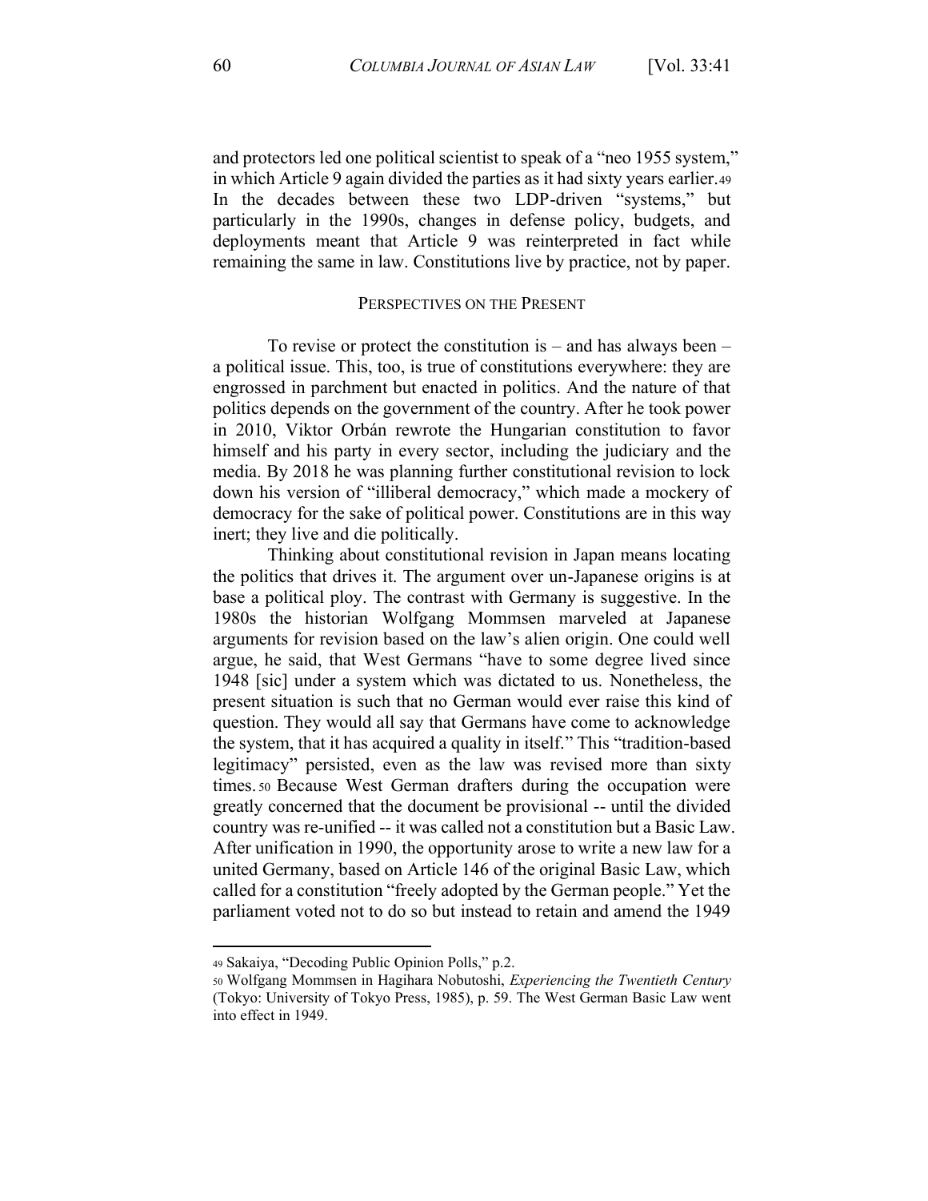and protectors led one political scientist to speak of a "neo 1955 system," in which Article 9 again divided the parties as it had sixty years earlier.[49] In the decades between these two LDP-driven "systems," but particularly in the 1990s, changes in defense policy, budgets, and deployments meant that Article 9 was reinterpreted in fact while remaining the same in law. Constitutions live by practice, not by paper.

## PERSPECTIVES ON THE PRESENT

To revise or protect the constitution is – and has always been – a political issue. This, too, is true of constitutions everywhere: they are engrossed in parchment but enacted in politics. And the nature of that politics depends on the government of the country. After he took power in 2010, Viktor Orbán rewrote the Hungarian constitution to favor himself and his party in every sector, including the judiciary and the media. By 2018 he was planning further constitutional revision to lock down his version of "illiberal democracy," which made a mockery of democracy for the sake of political power. Constitutions are in this way inert; they live and die politically.

Thinking about constitutional revision in Japan means locating the politics that drives it. The argument over un-Japanese origins is at base a political ploy. The contrast with Germany is suggestive. In the 1980s the historian Wolfgang Mommsen marveled at Japanese arguments for revision based on the law's alien origin. One could well argue, he said, that West Germans "have to some degree lived since 1948 [sic] under a system which was dictated to us. Nonetheless, the present situation is such that no German would ever raise this kind of question. They would all say that Germans have come to acknowledge the system, that it has acquired a quality in itself." This "tradition-based legitimacy" persisted, even as the law was revised more than sixty times.[50] Because West German drafters during the occupation were greatly concerned that the document be provisional -- until the divided country was re-unified -- it was called not a constitution but a Basic Law. After unification in 1990, the opportunity arose to write a new law for a united Germany, based on Article 146 of the original Basic Law, which called for a constitution "freely adopted by the German people." Yet the parliament voted not to do so but instead to retain and amend the 1949

---

[49] Sakaiya, "Decoding Public Opinion Polls," p.2.

[50] Wolfgang Mommsen in Hagihara Nobutoshi, *Experiencing the Twentieth Century* (Tokyo: University of Tokyo Press, 1985), p. 59. The West German Basic Law went into effect in 1949.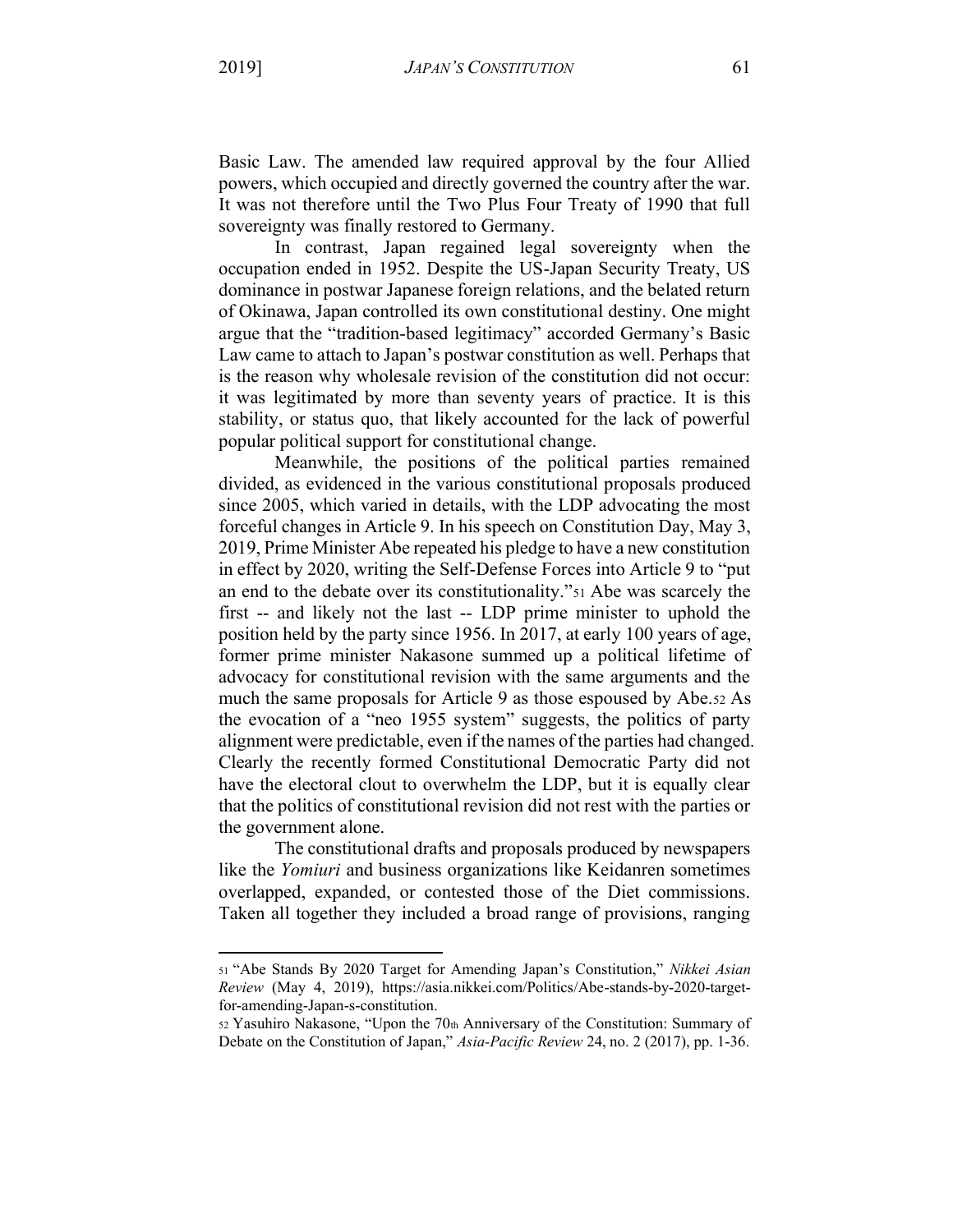Basic Law. The amended law required approval by the four Allied powers, which occupied and directly governed the country after the war. It was not therefore until the Two Plus Four Treaty of 1990 that full sovereignty was finally restored to Germany.

In contrast, Japan regained legal sovereignty when the occupation ended in 1952. Despite the US-Japan Security Treaty, US dominance in postwar Japanese foreign relations, and the belated return of Okinawa, Japan controlled its own constitutional destiny. One might argue that the "tradition-based legitimacy" accorded Germany's Basic Law came to attach to Japan's postwar constitution as well. Perhaps that is the reason why wholesale revision of the constitution did not occur: it was legitimated by more than seventy years of practice. It is this stability, or status quo, that likely accounted for the lack of powerful popular political support for constitutional change.

Meanwhile, the positions of the political parties remained divided, as evidenced in the various constitutional proposals produced since 2005, which varied in details, with the LDP advocating the most forceful changes in Article 9. In his speech on Constitution Day, May 3, 2019, Prime Minister Abe repeated his pledge to have a new constitution in effect by 2020, writing the Self-Defense Forces into Article 9 to "put an end to the debate over its constitutionality."[51] Abe was scarcely the first -- and likely not the last -- LDP prime minister to uphold the position held by the party since 1956. In 2017, at early 100 years of age, former prime minister Nakasone summed up a political lifetime of advocacy for constitutional revision with the same arguments and the much the same proposals for Article 9 as those espoused by Abe.[52] As the evocation of a "neo 1955 system" suggests, the politics of party alignment were predictable, even if the names of the parties had changed. Clearly the recently formed Constitutional Democratic Party did not have the electoral clout to overwhelm the LDP, but it is equally clear that the politics of constitutional revision did not rest with the parties or the government alone.

The constitutional drafts and proposals produced by newspapers like the *Yomiuri* and business organizations like Keidanren sometimes overlapped, expanded, or contested those of the Diet commissions. Taken all together they included a broad range of provisions, ranging

---

[51] "Abe Stands By 2020 Target for Amending Japan's Constitution," *Nikkei Asian Review* (May 4, 2019), https://asia.nikkei.com/Politics/Abe-stands-by-2020-target-for-amending-Japan-s-constitution.

[52] Yasuhiro Nakasone, "Upon the 70th Anniversary of the Constitution: Summary of Debate on the Constitution of Japan," *Asia-Pacific Review* 24, no. 2 (2017), pp. 1-36.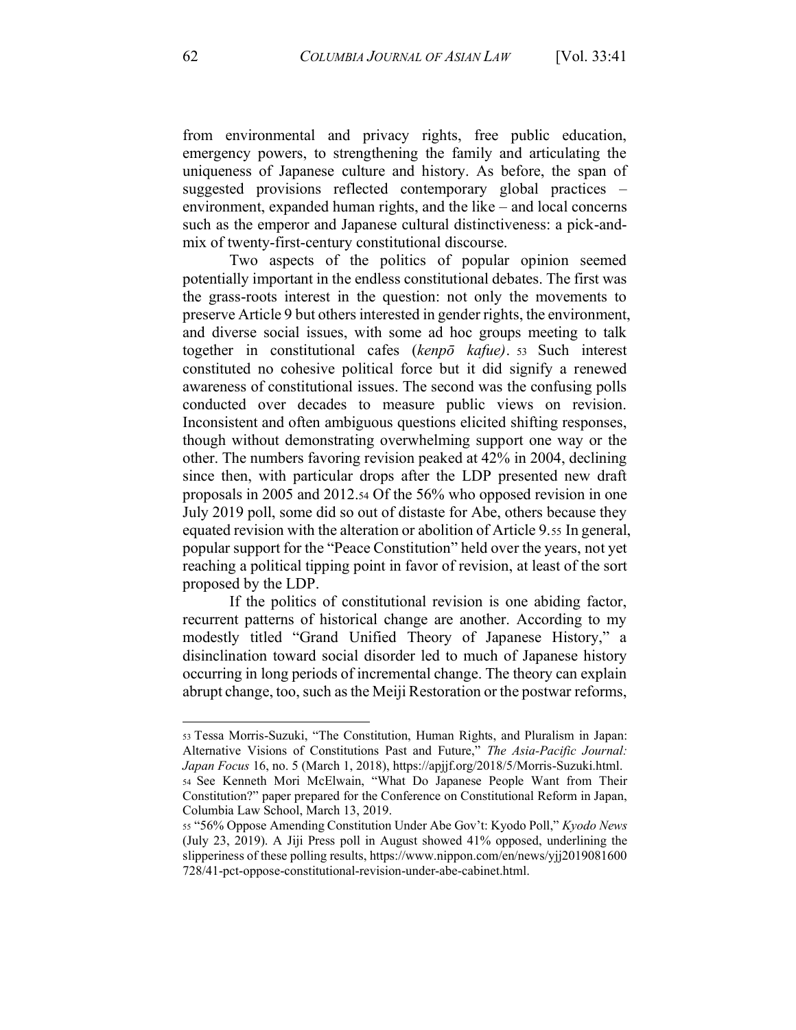from environmental and privacy rights, free public education, emergency powers, to strengthening the family and articulating the uniqueness of Japanese culture and history. As before, the span of suggested provisions reflected contemporary global practices – environment, expanded human rights, and the like – and local concerns such as the emperor and Japanese cultural distinctiveness: a pick-and-mix of twenty-first-century constitutional discourse.

Two aspects of the politics of popular opinion seemed potentially important in the endless constitutional debates. The first was the grass-roots interest in the question: not only the movements to preserve Article 9 but others interested in gender rights, the environment, and diverse social issues, with some ad hoc groups meeting to talk together in constitutional cafes (*kenpō kafue*).[53] Such interest constituted no cohesive political force but it did signify a renewed awareness of constitutional issues. The second was the confusing polls conducted over decades to measure public views on revision. Inconsistent and often ambiguous questions elicited shifting responses, though without demonstrating overwhelming support one way or the other. The numbers favoring revision peaked at 42% in 2004, declining since then, with particular drops after the LDP presented new draft proposals in 2005 and 2012.[54] Of the 56% who opposed revision in one July 2019 poll, some did so out of distaste for Abe, others because they equated revision with the alteration or abolition of Article 9.[55] In general, popular support for the "Peace Constitution" held over the years, not yet reaching a political tipping point in favor of revision, at least of the sort proposed by the LDP.

If the politics of constitutional revision is one abiding factor, recurrent patterns of historical change are another. According to my modestly titled "Grand Unified Theory of Japanese History," a disinclination toward social disorder led to much of Japanese history occurring in long periods of incremental change. The theory can explain abrupt change, too, such as the Meiji Restoration or the postwar reforms,

---

[53] Tessa Morris-Suzuki, "The Constitution, Human Rights, and Pluralism in Japan: Alternative Visions of Constitutions Past and Future," *The Asia-Pacific Journal: Japan Focus* 16, no. 5 (March 1, 2018), https://apjjf.org/2018/5/Morris-Suzuki.html.

[54] See Kenneth Mori McElwain, "What Do Japanese People Want from Their Constitution?" paper prepared for the Conference on Constitutional Reform in Japan, Columbia Law School, March 13, 2019.

[55] "56% Oppose Amending Constitution Under Abe Gov't: Kyodo Poll," *Kyodo News* (July 23, 2019). A Jiji Press poll in August showed 41% opposed, underlining the slipperiness of these polling results, https://www.nippon.com/en/news/yjj2019081600728/41-pct-oppose-constitutional-revision-under-abe-cabinet.html.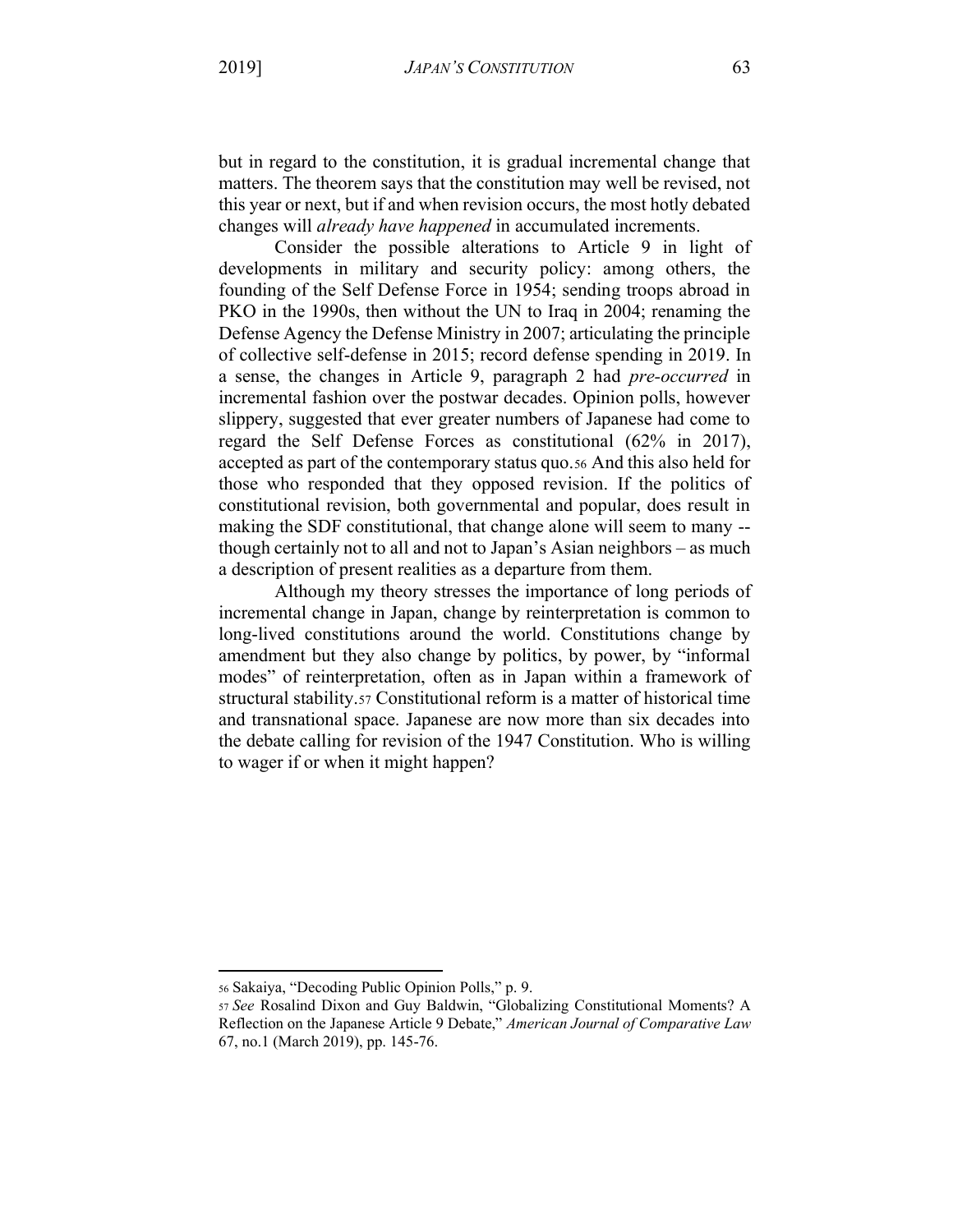but in regard to the constitution, it is gradual incremental change that matters. The theorem says that the constitution may well be revised, not this year or next, but if and when revision occurs, the most hotly debated changes will *already have happened* in accumulated increments.

Consider the possible alterations to Article 9 in light of developments in military and security policy: among others, the founding of the Self Defense Force in 1954; sending troops abroad in PKO in the 1990s, then without the UN to Iraq in 2004; renaming the Defense Agency the Defense Ministry in 2007; articulating the principle of collective self-defense in 2015; record defense spending in 2019. In a sense, the changes in Article 9, paragraph 2 had *pre-occurred* in incremental fashion over the postwar decades. Opinion polls, however slippery, suggested that ever greater numbers of Japanese had come to regard the Self Defense Forces as constitutional (62% in 2017), accepted as part of the contemporary status quo.[56] And this also held for those who responded that they opposed revision. If the politics of constitutional revision, both governmental and popular, does result in making the SDF constitutional, that change alone will seem to many -- though certainly not to all and not to Japan's Asian neighbors – as much a description of present realities as a departure from them.

Although my theory stresses the importance of long periods of incremental change in Japan, change by reinterpretation is common to long-lived constitutions around the world. Constitutions change by amendment but they also change by politics, by power, by "informal modes" of reinterpretation, often as in Japan within a framework of structural stability.[57] Constitutional reform is a matter of historical time and transnational space. Japanese are now more than six decades into the debate calling for revision of the 1947 Constitution. Who is willing to wager if or when it might happen?

---

[56] Sakaiya, "Decoding Public Opinion Polls," p. 9.

[57] *See* Rosalind Dixon and Guy Baldwin, "Globalizing Constitutional Moments? A Reflection on the Japanese Article 9 Debate," *American Journal of Comparative Law* 67, no.1 (March 2019), pp. 145-76.